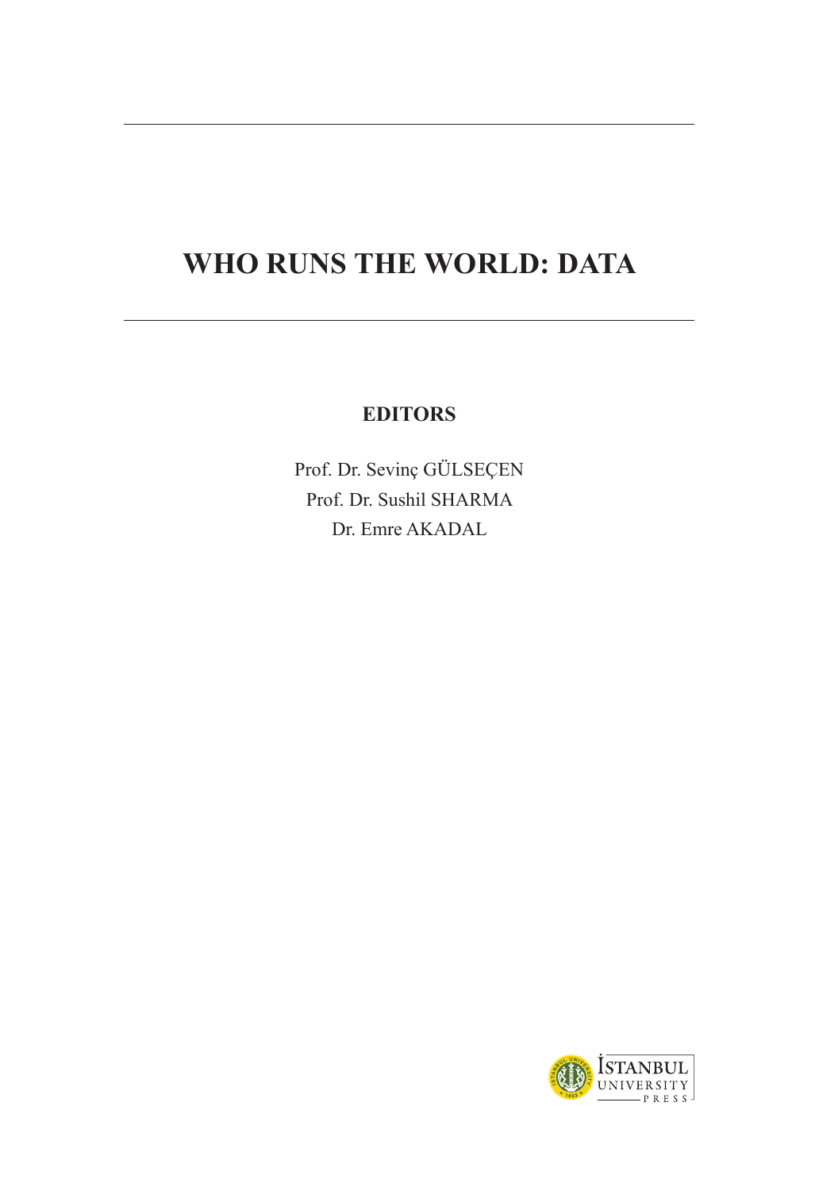# WHO RUNS THE WORLD: DATA

**EDITORS**

Prof. Dr. Sevinç GÜLSEÇEN
Prof. Dr. Sushil SHARMA
Dr. Emre AKADAL

İSTANBUL UNIVERSITY PRESS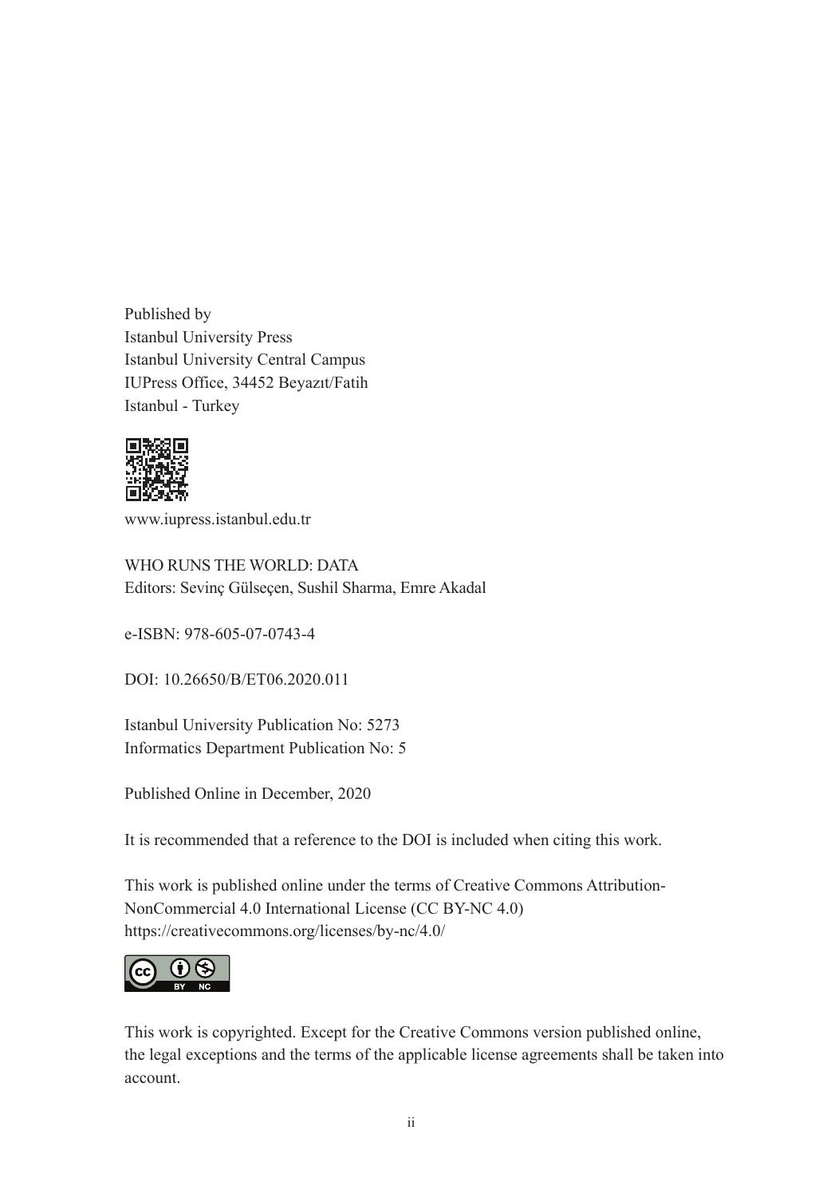Published by
Istanbul University Press
Istanbul University Central Campus
IUPress Office, 34452 Beyazıt/Fatih
Istanbul - Turkey

www.iupress.istanbul.edu.tr

WHO RUNS THE WORLD: DATA
Editors: Sevinç Gülseçen, Sushil Sharma, Emre Akadal

e-ISBN: 978-605-07-0743-4

DOI: 10.26650/B/ET06.2020.011

Istanbul University Publication No: 5273
Informatics Department Publication No: 5

Published Online in December, 2020

It is recommended that a reference to the DOI is included when citing this work.

This work is published online under the terms of Creative Commons Attribution-NonCommercial 4.0 International License (CC BY-NC 4.0)
https://creativecommons.org/licenses/by-nc/4.0/

This work is copyrighted. Except for the Creative Commons version published online, the legal exceptions and the terms of the applicable license agreements shall be taken into account.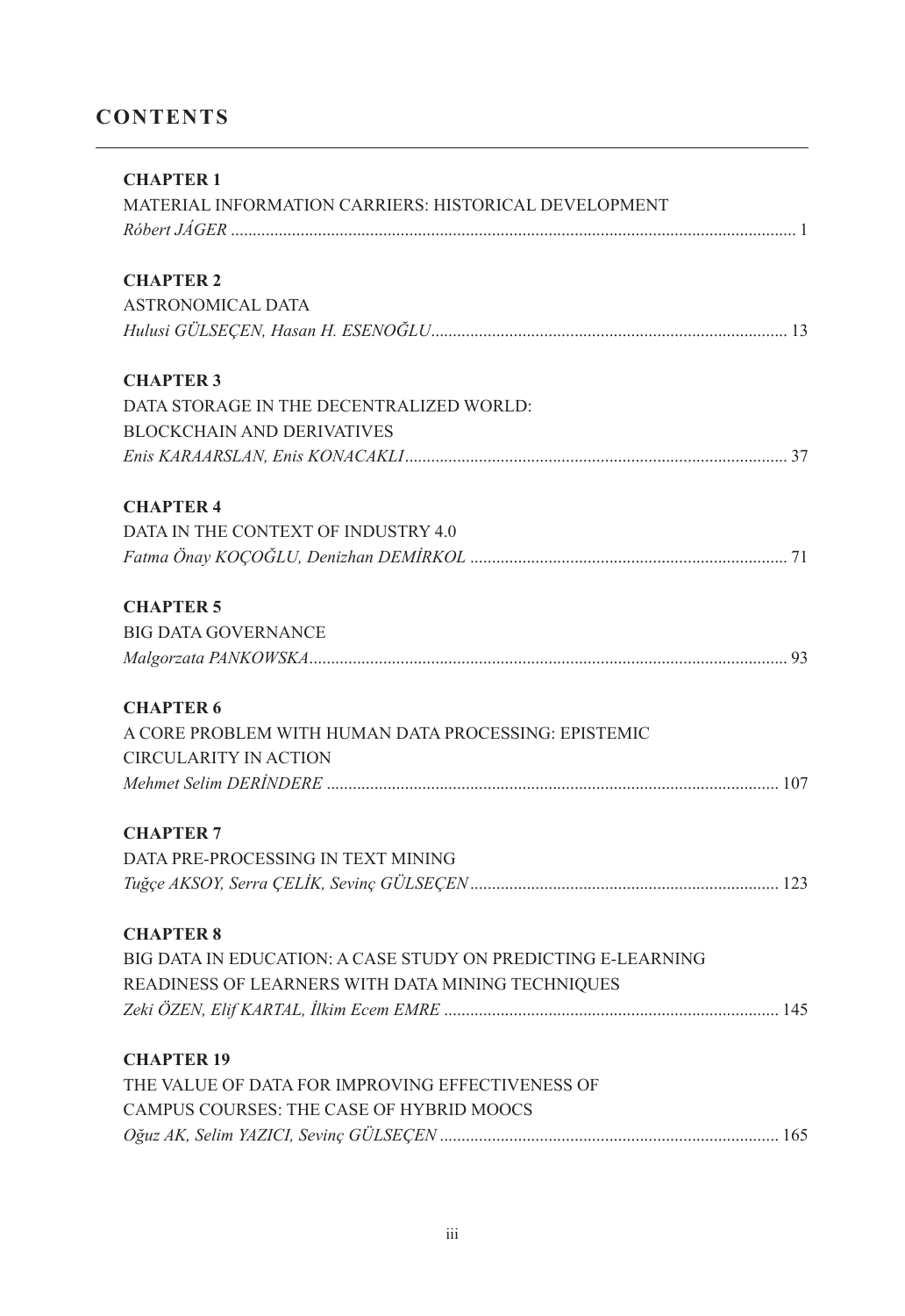## CONTENTS

**CHAPTER 1**
MATERIAL INFORMATION CARRIERS: HISTORICAL DEVELOPMENT
*Róbert JÁGER* ................................................................................................................................ 1

**CHAPTER 2**
ASTRONOMICAL DATA
*Hulusi GÜLSEÇEN, Hasan H. ESENOĞLU*................................................................................ 13

**CHAPTER 3**
DATA STORAGE IN THE DECENTRALIZED WORLD:
BLOCKCHAIN AND DERIVATIVES
*Enis KARAARSLAN, Enis KONACAKLI*...................................................................................... 37

**CHAPTER 4**
DATA IN THE CONTEXT OF INDUSTRY 4.0
*Fatma Önay KOÇOĞLU, Denizhan DEMİRKOL* ........................................................................ 71

**CHAPTER 5**
BIG DATA GOVERNANCE
*Malgorzata PANKOWSKA*............................................................................................................ 93

**CHAPTER 6**
A CORE PROBLEM WITH HUMAN DATA PROCESSING: EPISTEMIC
CIRCULARITY IN ACTION
*Mehmet Selim DERİNDERE* ....................................................................................................... 107

**CHAPTER 7**
DATA PRE-PROCESSING IN TEXT MINING
*Tuğçe AKSOY, Serra ÇELİK, Sevinç GÜLSEÇEN*...................................................................... 123

**CHAPTER 8**
BIG DATA IN EDUCATION: A CASE STUDY ON PREDICTING E-LEARNING
READINESS OF LEARNERS WITH DATA MINING TECHNIQUES
*Zeki ÖZEN, Elif KARTAL, İlkim Ecem EMRE* ............................................................................ 145

**CHAPTER 19**
THE VALUE OF DATA FOR IMPROVING EFFECTIVENESS OF
CAMPUS COURSES: THE CASE OF HYBRID MOOCS
*Oğuz AK, Selim YAZICI, Sevinç GÜLSEÇEN* ............................................................................. 165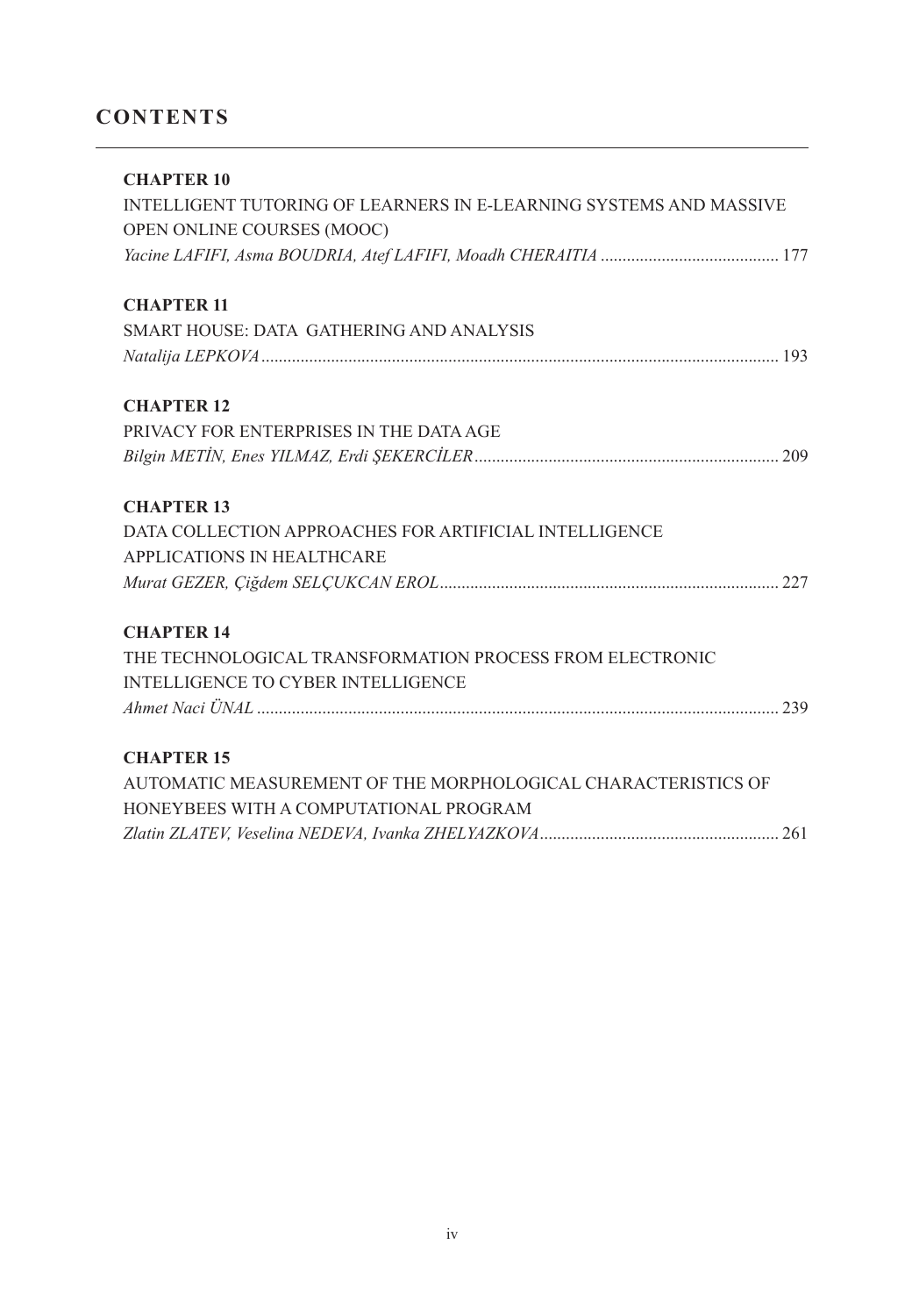# CONTENTS

**CHAPTER 10**

INTELLIGENT TUTORING OF LEARNERS IN E-LEARNING SYSTEMS AND MASSIVE OPEN ONLINE COURSES (MOOC)

*Yacine LAFIFI, Asma BOUDRIA, Atef LAFIFI, Moadh CHERAITIA* ......................................... 177

**CHAPTER 11**

SMART HOUSE: DATA GATHERING AND ANALYSIS

*Natalija LEPKOVA* ...................................................................................................................... 193

**CHAPTER 12**

PRIVACY FOR ENTERPRISES IN THE DATA AGE

*Bilgin METİN, Enes YILMAZ, Erdi ŞEKERCİLER* ..................................................................... 209

**CHAPTER 13**

DATA COLLECTION APPROACHES FOR ARTIFICIAL INTELLIGENCE APPLICATIONS IN HEALTHCARE

*Murat GEZER, Çiğdem SELÇUKCAN EROL* ............................................................................. 227

**CHAPTER 14**

THE TECHNOLOGICAL TRANSFORMATION PROCESS FROM ELECTRONIC INTELLIGENCE TO CYBER INTELLIGENCE

*Ahmet Naci ÜNAL* ....................................................................................................................... 239

**CHAPTER 15**

AUTOMATIC MEASUREMENT OF THE MORPHOLOGICAL CHARACTERISTICS OF HONEYBEES WITH A COMPUTATIONAL PROGRAM

*Zlatin ZLATEV, Veselina NEDEVA, Ivanka ZHELYAZKOVA* ....................................................... 261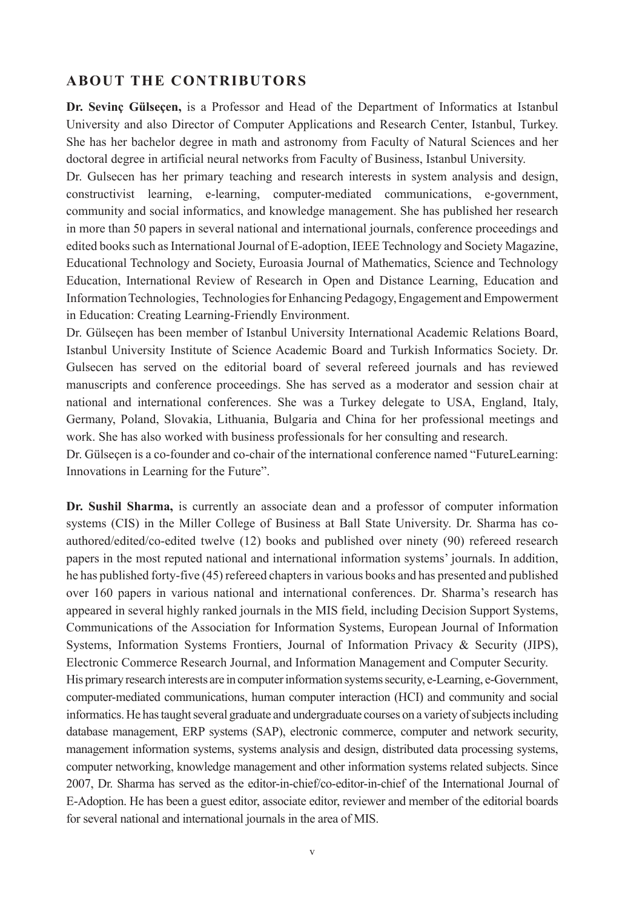## ABOUT THE CONTRIBUTORS

**Dr. Sevinç Gülseçen,** is a Professor and Head of the Department of Informatics at Istanbul University and also Director of Computer Applications and Research Center, Istanbul, Turkey. She has her bachelor degree in math and astronomy from Faculty of Natural Sciences and her doctoral degree in artificial neural networks from Faculty of Business, Istanbul University.

Dr. Gulsecen has her primary teaching and research interests in system analysis and design, constructivist learning, e-learning, computer-mediated communications, e-government, community and social informatics, and knowledge management. She has published her research in more than 50 papers in several national and international journals, conference proceedings and edited books such as International Journal of E-adoption, IEEE Technology and Society Magazine, Educational Technology and Society, Euroasia Journal of Mathematics, Science and Technology Education, International Review of Research in Open and Distance Learning, Education and Information Technologies, Technologies for Enhancing Pedagogy, Engagement and Empowerment in Education: Creating Learning-Friendly Environment.

Dr. Gülseçen has been member of Istanbul University International Academic Relations Board, Istanbul University Institute of Science Academic Board and Turkish Informatics Society. Dr. Gulsecen has served on the editorial board of several refereed journals and has reviewed manuscripts and conference proceedings. She has served as a moderator and session chair at national and international conferences. She was a Turkey delegate to USA, England, Italy, Germany, Poland, Slovakia, Lithuania, Bulgaria and China for her professional meetings and work. She has also worked with business professionals for her consulting and research.

Dr. Gülseçen is a co-founder and co-chair of the international conference named "FutureLearning: Innovations in Learning for the Future".

**Dr. Sushil Sharma,** is currently an associate dean and a professor of computer information systems (CIS) in the Miller College of Business at Ball State University. Dr. Sharma has co-authored/edited/co-edited twelve (12) books and published over ninety (90) refereed research papers in the most reputed national and international information systems' journals. In addition, he has published forty-five (45) refereed chapters in various books and has presented and published over 160 papers in various national and international conferences. Dr. Sharma's research has appeared in several highly ranked journals in the MIS field, including Decision Support Systems, Communications of the Association for Information Systems, European Journal of Information Systems, Information Systems Frontiers, Journal of Information Privacy & Security (JIPS), Electronic Commerce Research Journal, and Information Management and Computer Security.

His primary research interests are in computer information systems security, e-Learning, e-Government, computer-mediated communications, human computer interaction (HCI) and community and social informatics. He has taught several graduate and undergraduate courses on a variety of subjects including database management, ERP systems (SAP), electronic commerce, computer and network security, management information systems, systems analysis and design, distributed data processing systems, computer networking, knowledge management and other information systems related subjects. Since 2007, Dr. Sharma has served as the editor-in-chief/co-editor-in-chief of the International Journal of E-Adoption. He has been a guest editor, associate editor, reviewer and member of the editorial boards for several national and international journals in the area of MIS.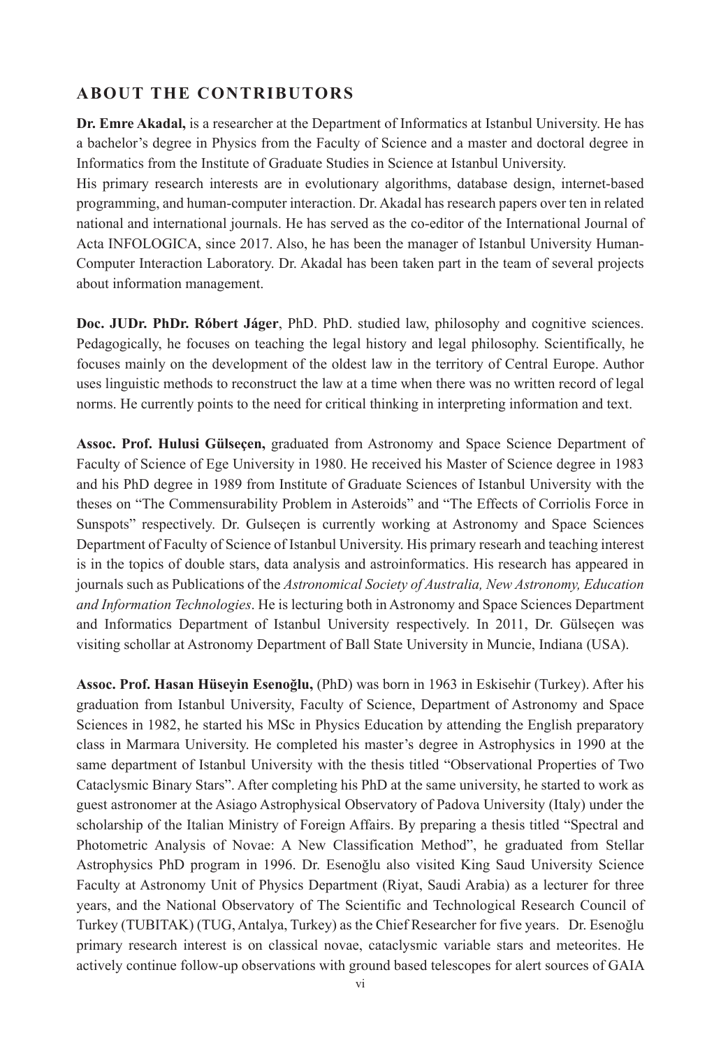## ABOUT THE CONTRIBUTORS

**Dr. Emre Akadal,** is a researcher at the Department of Informatics at Istanbul University. He has a bachelor's degree in Physics from the Faculty of Science and a master and doctoral degree in Informatics from the Institute of Graduate Studies in Science at Istanbul University.
His primary research interests are in evolutionary algorithms, database design, internet-based programming, and human-computer interaction. Dr. Akadal has research papers over ten in related national and international journals. He has served as the co-editor of the International Journal of Acta INFOLOGICA, since 2017. Also, he has been the manager of Istanbul University Human-Computer Interaction Laboratory. Dr. Akadal has been taken part in the team of several projects about information management.

**Doc. JUDr. PhDr. Róbert Jáger**, PhD. PhD. studied law, philosophy and cognitive sciences. Pedagogically, he focuses on teaching the legal history and legal philosophy. Scientifically, he focuses mainly on the development of the oldest law in the territory of Central Europe. Author uses linguistic methods to reconstruct the law at a time when there was no written record of legal norms. He currently points to the need for critical thinking in interpreting information and text.

**Assoc. Prof. Hulusi Gülseçen,** graduated from Astronomy and Space Science Department of Faculty of Science of Ege University in 1980. He received his Master of Science degree in 1983 and his PhD degree in 1989 from Institute of Graduate Sciences of Istanbul University with the theses on "The Commensurability Problem in Asteroids" and "The Effects of Corriolis Force in Sunspots" respectively. Dr. Gulseçen is currently working at Astronomy and Space Sciences Department of Faculty of Science of Istanbul University. His primary researh and teaching interest is in the topics of double stars, data analysis and astroinformatics. His research has appeared in journals such as Publications of the *Astronomical Society of Australia, New Astronomy, Education and Information Technologies*. He is lecturing both in Astronomy and Space Sciences Department and Informatics Department of Istanbul University respectively. In 2011, Dr. Gülseçen was visiting schollar at Astronomy Department of Ball State University in Muncie, Indiana (USA).

**Assoc. Prof. Hasan Hüseyin Esenoğlu,** (PhD) was born in 1963 in Eskisehir (Turkey). After his graduation from Istanbul University, Faculty of Science, Department of Astronomy and Space Sciences in 1982, he started his MSc in Physics Education by attending the English preparatory class in Marmara University. He completed his master's degree in Astrophysics in 1990 at the same department of Istanbul University with the thesis titled "Observational Properties of Two Cataclysmic Binary Stars". After completing his PhD at the same university, he started to work as guest astronomer at the Asiago Astrophysical Observatory of Padova University (Italy) under the scholarship of the Italian Ministry of Foreign Affairs. By preparing a thesis titled "Spectral and Photometric Analysis of Novae: A New Classification Method", he graduated from Stellar Astrophysics PhD program in 1996. Dr. Esenoğlu also visited King Saud University Science Faculty at Astronomy Unit of Physics Department (Riyat, Saudi Arabia) as a lecturer for three years, and the National Observatory of The Scientific and Technological Research Council of Turkey (TUBITAK) (TUG, Antalya, Turkey) as the Chief Researcher for five years. Dr. Esenoğlu primary research interest is on classical novae, cataclysmic variable stars and meteorites. He actively continue follow-up observations with ground based telescopes for alert sources of GAIA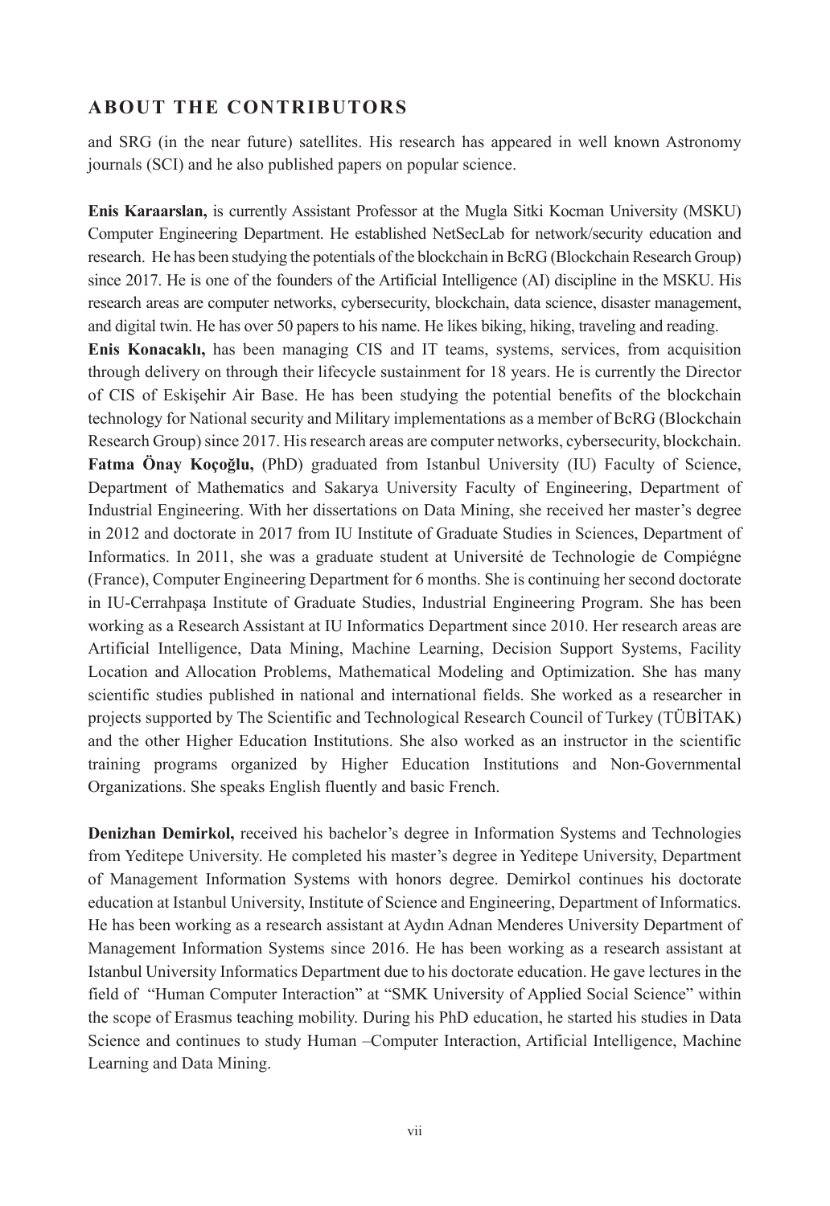## ABOUT THE CONTRIBUTORS

and SRG (in the near future) satellites. His research has appeared in well known Astronomy journals (SCI) and he also published papers on popular science.

**Enis Karaarslan,** is currently Assistant Professor at the Mugla Sitki Kocman University (MSKU) Computer Engineering Department. He established NetSecLab for network/security education and research. He has been studying the potentials of the blockchain in BcRG (Blockchain Research Group) since 2017. He is one of the founders of the Artificial Intelligence (AI) discipline in the MSKU. His research areas are computer networks, cybersecurity, blockchain, data science, disaster management, and digital twin. He has over 50 papers to his name. He likes biking, hiking, traveling and reading.

**Enis Konacaklı,** has been managing CIS and IT teams, systems, services, from acquisition through delivery on through their lifecycle sustainment for 18 years. He is currently the Director of CIS of Eskişehir Air Base. He has been studying the potential benefits of the blockchain technology for National security and Military implementations as a member of BcRG (Blockchain Research Group) since 2017. His research areas are computer networks, cybersecurity, blockchain.

**Fatma Önay Koçoğlu,** (PhD) graduated from Istanbul University (IU) Faculty of Science, Department of Mathematics and Sakarya University Faculty of Engineering, Department of Industrial Engineering. With her dissertations on Data Mining, she received her master's degree in 2012 and doctorate in 2017 from IU Institute of Graduate Studies in Sciences, Department of Informatics. In 2011, she was a graduate student at Université de Technologie de Compiégne (France), Computer Engineering Department for 6 months. She is continuing her second doctorate in IU-Cerrahpaşa Institute of Graduate Studies, Industrial Engineering Program. She has been working as a Research Assistant at IU Informatics Department since 2010. Her research areas are Artificial Intelligence, Data Mining, Machine Learning, Decision Support Systems, Facility Location and Allocation Problems, Mathematical Modeling and Optimization. She has many scientific studies published in national and international fields. She worked as a researcher in projects supported by The Scientific and Technological Research Council of Turkey (TÜBİTAK) and the other Higher Education Institutions. She also worked as an instructor in the scientific training programs organized by Higher Education Institutions and Non-Governmental Organizations. She speaks English fluently and basic French.

**Denizhan Demirkol,** received his bachelor's degree in Information Systems and Technologies from Yeditepe University. He completed his master's degree in Yeditepe University, Department of Management Information Systems with honors degree. Demirkol continues his doctorate education at Istanbul University, Institute of Science and Engineering, Department of Informatics. He has been working as a research assistant at Aydın Adnan Menderes University Department of Management Information Systems since 2016. He has been working as a research assistant at Istanbul University Informatics Department due to his doctorate education. He gave lectures in the field of "Human Computer Interaction" at "SMK University of Applied Social Science" within the scope of Erasmus teaching mobility. During his PhD education, he started his studies in Data Science and continues to study Human –Computer Interaction, Artificial Intelligence, Machine Learning and Data Mining.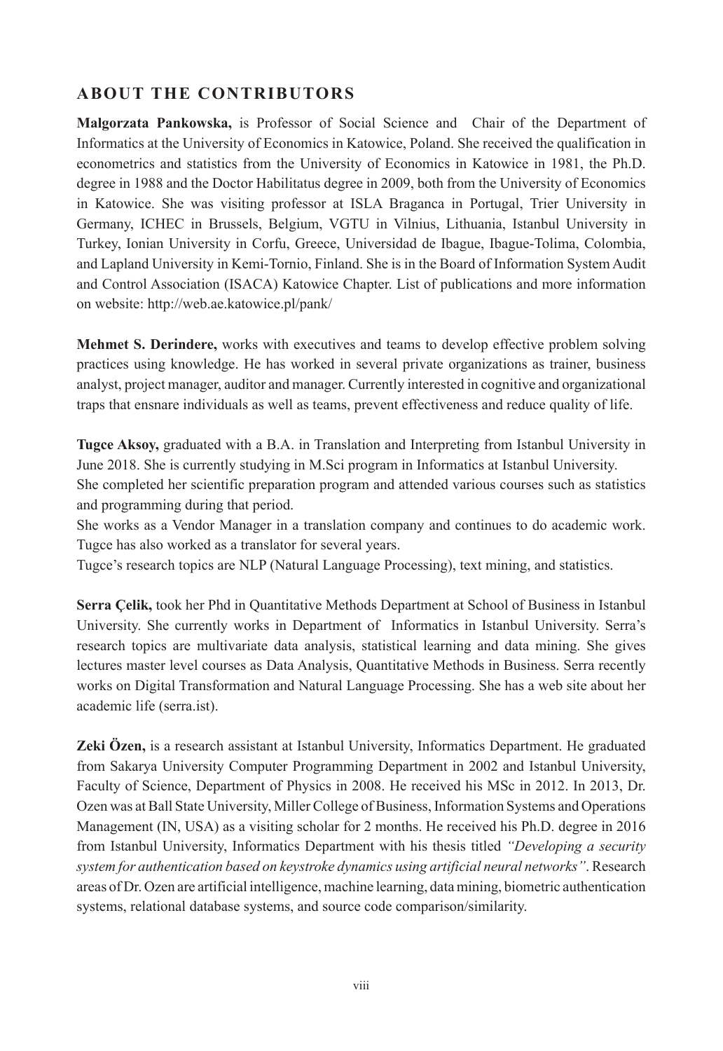## ABOUT THE CONTRIBUTORS

**Malgorzata Pankowska,** is Professor of Social Science and Chair of the Department of Informatics at the University of Economics in Katowice, Poland. She received the qualification in econometrics and statistics from the University of Economics in Katowice in 1981, the Ph.D. degree in 1988 and the Doctor Habilitatus degree in 2009, both from the University of Economics in Katowice. She was visiting professor at ISLA Braganca in Portugal, Trier University in Germany, ICHEC in Brussels, Belgium, VGTU in Vilnius, Lithuania, Istanbul University in Turkey, Ionian University in Corfu, Greece, Universidad de Ibague, Ibague-Tolima, Colombia, and Lapland University in Kemi-Tornio, Finland. She is in the Board of Information System Audit and Control Association (ISACA) Katowice Chapter. List of publications and more information on website: http://web.ae.katowice.pl/pank/

**Mehmet S. Derindere,** works with executives and teams to develop effective problem solving practices using knowledge. He has worked in several private organizations as trainer, business analyst, project manager, auditor and manager. Currently interested in cognitive and organizational traps that ensnare individuals as well as teams, prevent effectiveness and reduce quality of life.

**Tugce Aksoy,** graduated with a B.A. in Translation and Interpreting from Istanbul University in June 2018. She is currently studying in M.Sci program in Informatics at Istanbul University.
She completed her scientific preparation program and attended various courses such as statistics and programming during that period.
She works as a Vendor Manager in a translation company and continues to do academic work. Tugce has also worked as a translator for several years.
Tugce's research topics are NLP (Natural Language Processing), text mining, and statistics.

**Serra Çelik,** took her Phd in Quantitative Methods Department at School of Business in Istanbul University. She currently works in Department of Informatics in Istanbul University. Serra's research topics are multivariate data analysis, statistical learning and data mining. She gives lectures master level courses as Data Analysis, Quantitative Methods in Business. Serra recently works on Digital Transformation and Natural Language Processing. She has a web site about her academic life (serra.ist).

**Zeki Özen,** is a research assistant at Istanbul University, Informatics Department. He graduated from Sakarya University Computer Programming Department in 2002 and Istanbul University, Faculty of Science, Department of Physics in 2008. He received his MSc in 2012. In 2013, Dr. Ozen was at Ball State University, Miller College of Business, Information Systems and Operations Management (IN, USA) as a visiting scholar for 2 months. He received his Ph.D. degree in 2016 from Istanbul University, Informatics Department with his thesis titled *"Developing a security system for authentication based on keystroke dynamics using artificial neural networks"*. Research areas of Dr. Ozen are artificial intelligence, machine learning, data mining, biometric authentication systems, relational database systems, and source code comparison/similarity.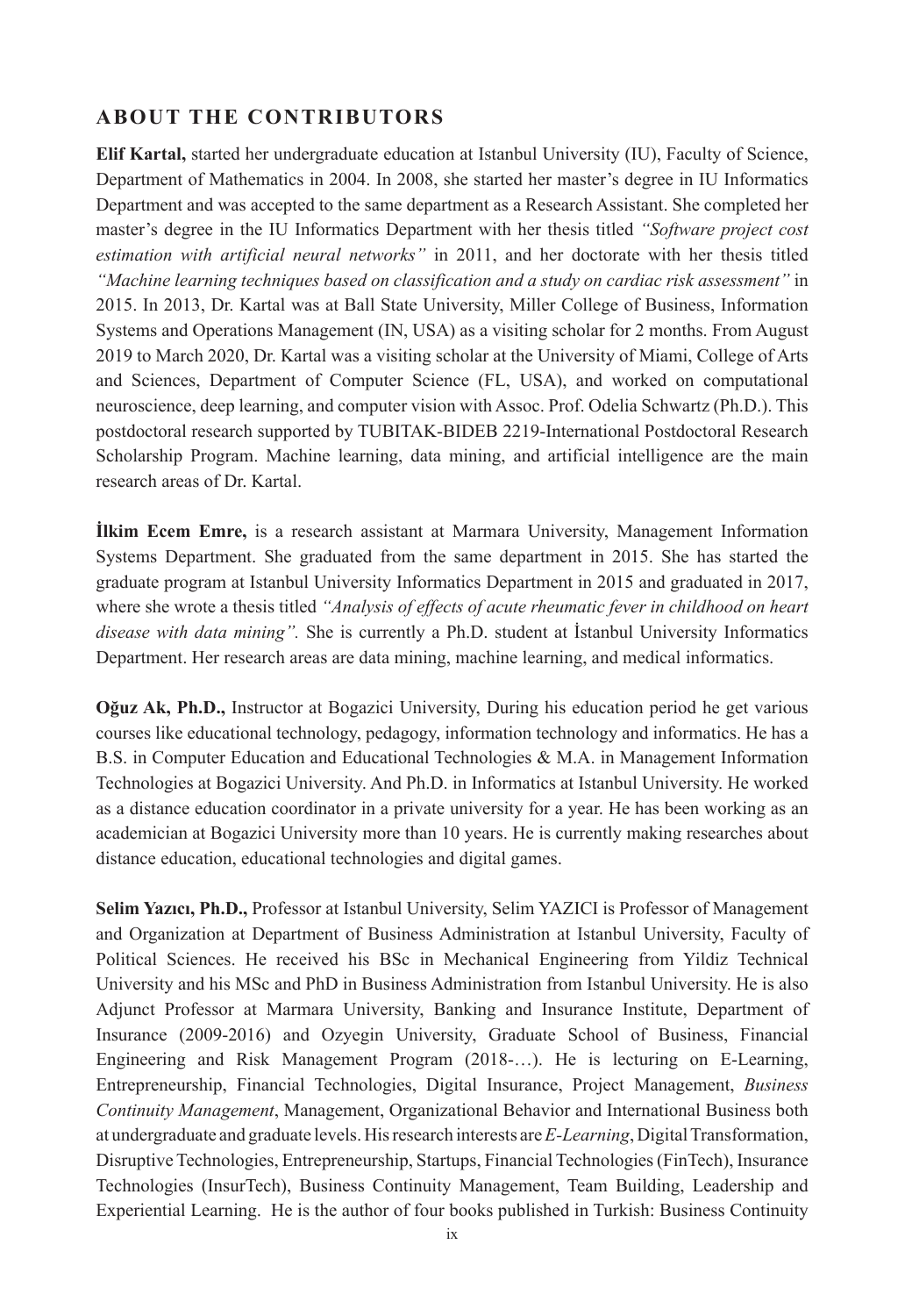## ABOUT THE CONTRIBUTORS

**Elif Kartal,** started her undergraduate education at Istanbul University (IU), Faculty of Science, Department of Mathematics in 2004. In 2008, she started her master's degree in IU Informatics Department and was accepted to the same department as a Research Assistant. She completed her master's degree in the IU Informatics Department with her thesis titled *"Software project cost estimation with artificial neural networks"* in 2011, and her doctorate with her thesis titled *"Machine learning techniques based on classification and a study on cardiac risk assessment"* in 2015. In 2013, Dr. Kartal was at Ball State University, Miller College of Business, Information Systems and Operations Management (IN, USA) as a visiting scholar for 2 months. From August 2019 to March 2020, Dr. Kartal was a visiting scholar at the University of Miami, College of Arts and Sciences, Department of Computer Science (FL, USA), and worked on computational neuroscience, deep learning, and computer vision with Assoc. Prof. Odelia Schwartz (Ph.D.). This postdoctoral research supported by TUBITAK-BIDEB 2219-International Postdoctoral Research Scholarship Program. Machine learning, data mining, and artificial intelligence are the main research areas of Dr. Kartal.

**İlkim Ecem Emre,** is a research assistant at Marmara University, Management Information Systems Department. She graduated from the same department in 2015. She has started the graduate program at Istanbul University Informatics Department in 2015 and graduated in 2017, where she wrote a thesis titled *"Analysis of effects of acute rheumatic fever in childhood on heart disease with data mining".* She is currently a Ph.D. student at İstanbul University Informatics Department. Her research areas are data mining, machine learning, and medical informatics.

**Oğuz Ak, Ph.D.,** Instructor at Bogazici University, During his education period he get various courses like educational technology, pedagogy, information technology and informatics. He has a B.S. in Computer Education and Educational Technologies & M.A. in Management Information Technologies at Bogazici University. And Ph.D. in Informatics at Istanbul University. He worked as a distance education coordinator in a private university for a year. He has been working as an academician at Bogazici University more than 10 years. He is currently making researches about distance education, educational technologies and digital games.

**Selim Yazıcı, Ph.D.,** Professor at Istanbul University, Selim YAZICI is Professor of Management and Organization at Department of Business Administration at Istanbul University, Faculty of Political Sciences. He received his BSc in Mechanical Engineering from Yildiz Technical University and his MSc and PhD in Business Administration from Istanbul University. He is also Adjunct Professor at Marmara University, Banking and Insurance Institute, Department of Insurance (2009-2016) and Ozyegin University, Graduate School of Business, Financial Engineering and Risk Management Program (2018-…). He is lecturing on E-Learning, Entrepreneurship, Financial Technologies, Digital Insurance, Project Management, *Business Continuity Management*, Management, Organizational Behavior and International Business both at undergraduate and graduate levels. His research interests are *E-Learning*, Digital Transformation, Disruptive Technologies, Entrepreneurship, Startups, Financial Technologies (FinTech), Insurance Technologies (InsurTech), Business Continuity Management, Team Building, Leadership and Experiential Learning. He is the author of four books published in Turkish: Business Continuity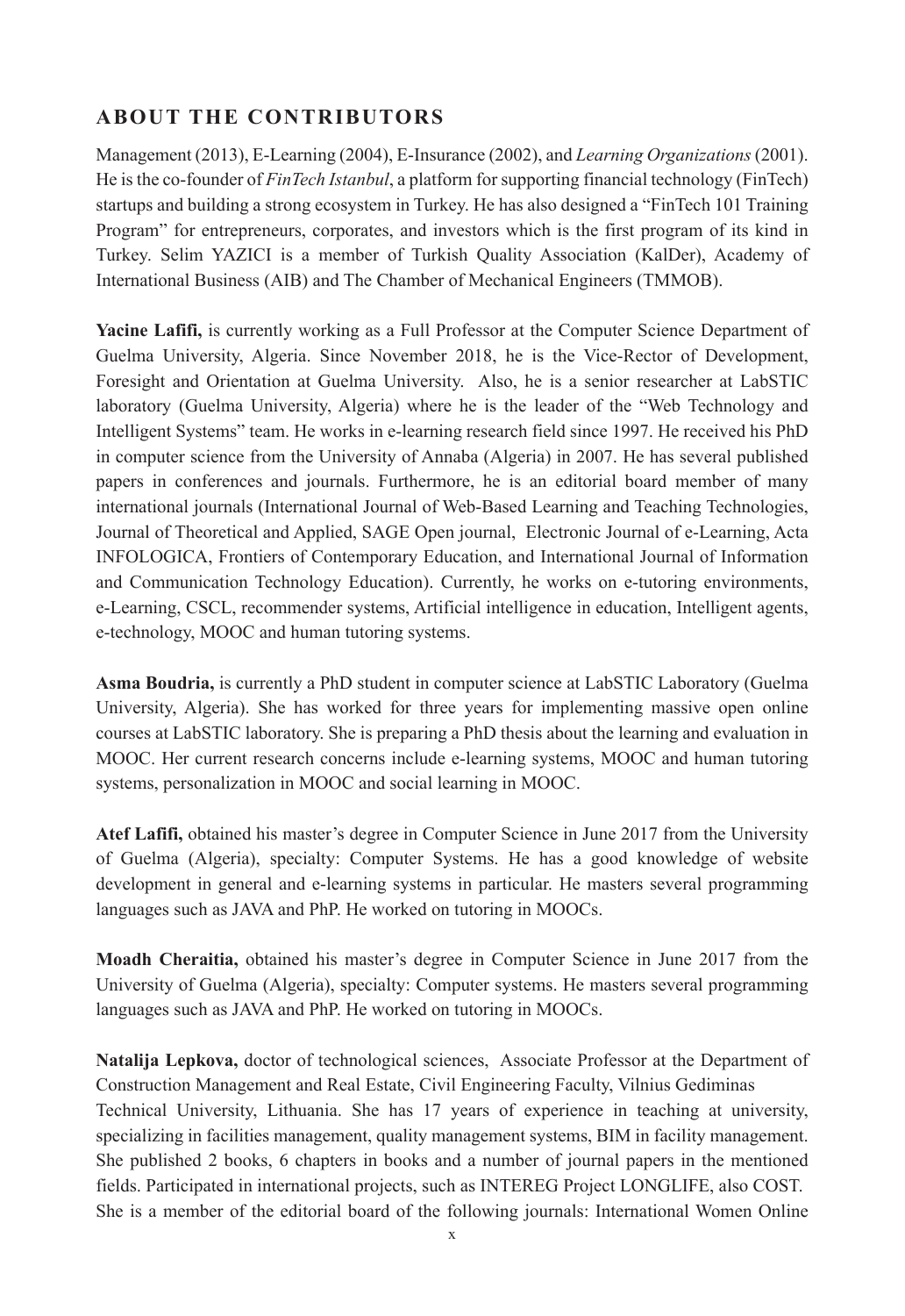## ABOUT THE CONTRIBUTORS

Management (2013), E-Learning (2004), E-Insurance (2002), and *Learning Organizations* (2001). He is the co-founder of *FinTech Istanbul*, a platform for supporting financial technology (FinTech) startups and building a strong ecosystem in Turkey. He has also designed a "FinTech 101 Training Program" for entrepreneurs, corporates, and investors which is the first program of its kind in Turkey. Selim YAZICI is a member of Turkish Quality Association (KalDer), Academy of International Business (AIB) and The Chamber of Mechanical Engineers (TMMOB).

**Yacine Lafifi,** is currently working as a Full Professor at the Computer Science Department of Guelma University, Algeria. Since November 2018, he is the Vice-Rector of Development, Foresight and Orientation at Guelma University. Also, he is a senior researcher at LabSTIC laboratory (Guelma University, Algeria) where he is the leader of the "Web Technology and Intelligent Systems" team. He works in e-learning research field since 1997. He received his PhD in computer science from the University of Annaba (Algeria) in 2007. He has several published papers in conferences and journals. Furthermore, he is an editorial board member of many international journals (International Journal of Web-Based Learning and Teaching Technologies, Journal of Theoretical and Applied, SAGE Open journal, Electronic Journal of e-Learning, Acta INFOLOGICA, Frontiers of Contemporary Education, and International Journal of Information and Communication Technology Education). Currently, he works on e-tutoring environments, e-Learning, CSCL, recommender systems, Artificial intelligence in education, Intelligent agents, e-technology, MOOC and human tutoring systems.

**Asma Boudria,** is currently a PhD student in computer science at LabSTIC Laboratory (Guelma University, Algeria). She has worked for three years for implementing massive open online courses at LabSTIC laboratory. She is preparing a PhD thesis about the learning and evaluation in MOOC. Her current research concerns include e-learning systems, MOOC and human tutoring systems, personalization in MOOC and social learning in MOOC.

**Atef Lafifi,** obtained his master's degree in Computer Science in June 2017 from the University of Guelma (Algeria), specialty: Computer Systems. He has a good knowledge of website development in general and e-learning systems in particular. He masters several programming languages such as JAVA and PhP. He worked on tutoring in MOOCs.

**Moadh Cheraitia,** obtained his master's degree in Computer Science in June 2017 from the University of Guelma (Algeria), specialty: Computer systems. He masters several programming languages such as JAVA and PhP. He worked on tutoring in MOOCs.

**Natalija Lepkova,** doctor of technological sciences, Associate Professor at the Department of Construction Management and Real Estate, Civil Engineering Faculty, Vilnius Gediminas Technical University, Lithuania. She has 17 years of experience in teaching at university, specializing in facilities management, quality management systems, BIM in facility management. She published 2 books, 6 chapters in books and a number of journal papers in the mentioned fields. Participated in international projects, such as INTEREG Project LONGLIFE, also COST. She is a member of the editorial board of the following journals: International Women Online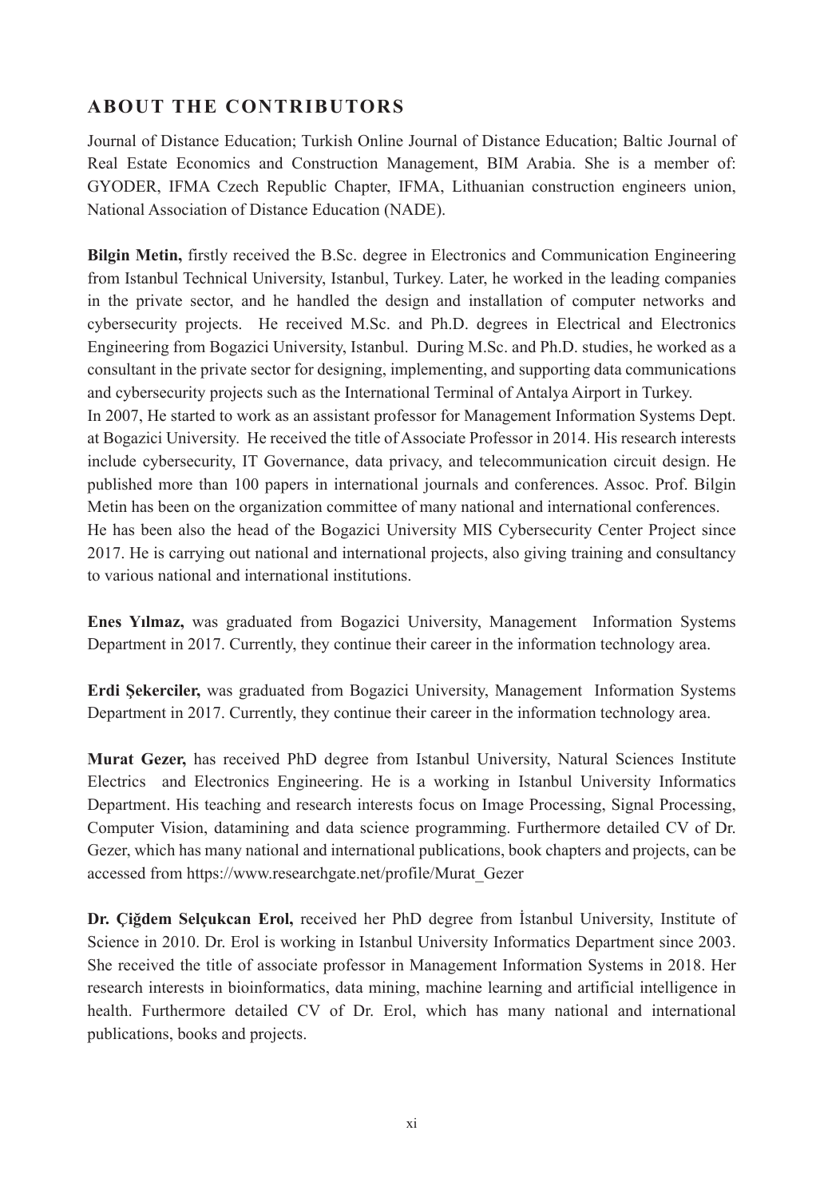## ABOUT THE CONTRIBUTORS

Journal of Distance Education; Turkish Online Journal of Distance Education; Baltic Journal of Real Estate Economics and Construction Management, BIM Arabia. She is a member of: GYODER, IFMA Czech Republic Chapter, IFMA, Lithuanian construction engineers union, National Association of Distance Education (NADE).

**Bilgin Metin,** firstly received the B.Sc. degree in Electronics and Communication Engineering from Istanbul Technical University, Istanbul, Turkey. Later, he worked in the leading companies in the private sector, and he handled the design and installation of computer networks and cybersecurity projects. He received M.Sc. and Ph.D. degrees in Electrical and Electronics Engineering from Bogazici University, Istanbul. During M.Sc. and Ph.D. studies, he worked as a consultant in the private sector for designing, implementing, and supporting data communications and cybersecurity projects such as the International Terminal of Antalya Airport in Turkey.
In 2007, He started to work as an assistant professor for Management Information Systems Dept. at Bogazici University. He received the title of Associate Professor in 2014. His research interests include cybersecurity, IT Governance, data privacy, and telecommunication circuit design. He published more than 100 papers in international journals and conferences. Assoc. Prof. Bilgin Metin has been on the organization committee of many national and international conferences.
He has been also the head of the Bogazici University MIS Cybersecurity Center Project since 2017. He is carrying out national and international projects, also giving training and consultancy to various national and international institutions.

**Enes Yılmaz,** was graduated from Bogazici University, Management Information Systems Department in 2017. Currently, they continue their career in the information technology area.

**Erdi Şekerciler,** was graduated from Bogazici University, Management Information Systems Department in 2017. Currently, they continue their career in the information technology area.

**Murat Gezer,** has received PhD degree from Istanbul University, Natural Sciences Institute Electrics and Electronics Engineering. He is a working in Istanbul University Informatics Department. His teaching and research interests focus on Image Processing, Signal Processing, Computer Vision, datamining and data science programming. Furthermore detailed CV of Dr. Gezer, which has many national and international publications, book chapters and projects, can be accessed from https://www.researchgate.net/profile/Murat_Gezer

**Dr. Çiğdem Selçukcan Erol,** received her PhD degree from İstanbul University, Institute of Science in 2010. Dr. Erol is working in Istanbul University Informatics Department since 2003. She received the title of associate professor in Management Information Systems in 2018. Her research interests in bioinformatics, data mining, machine learning and artificial intelligence in health. Furthermore detailed CV of Dr. Erol, which has many national and international publications, books and projects.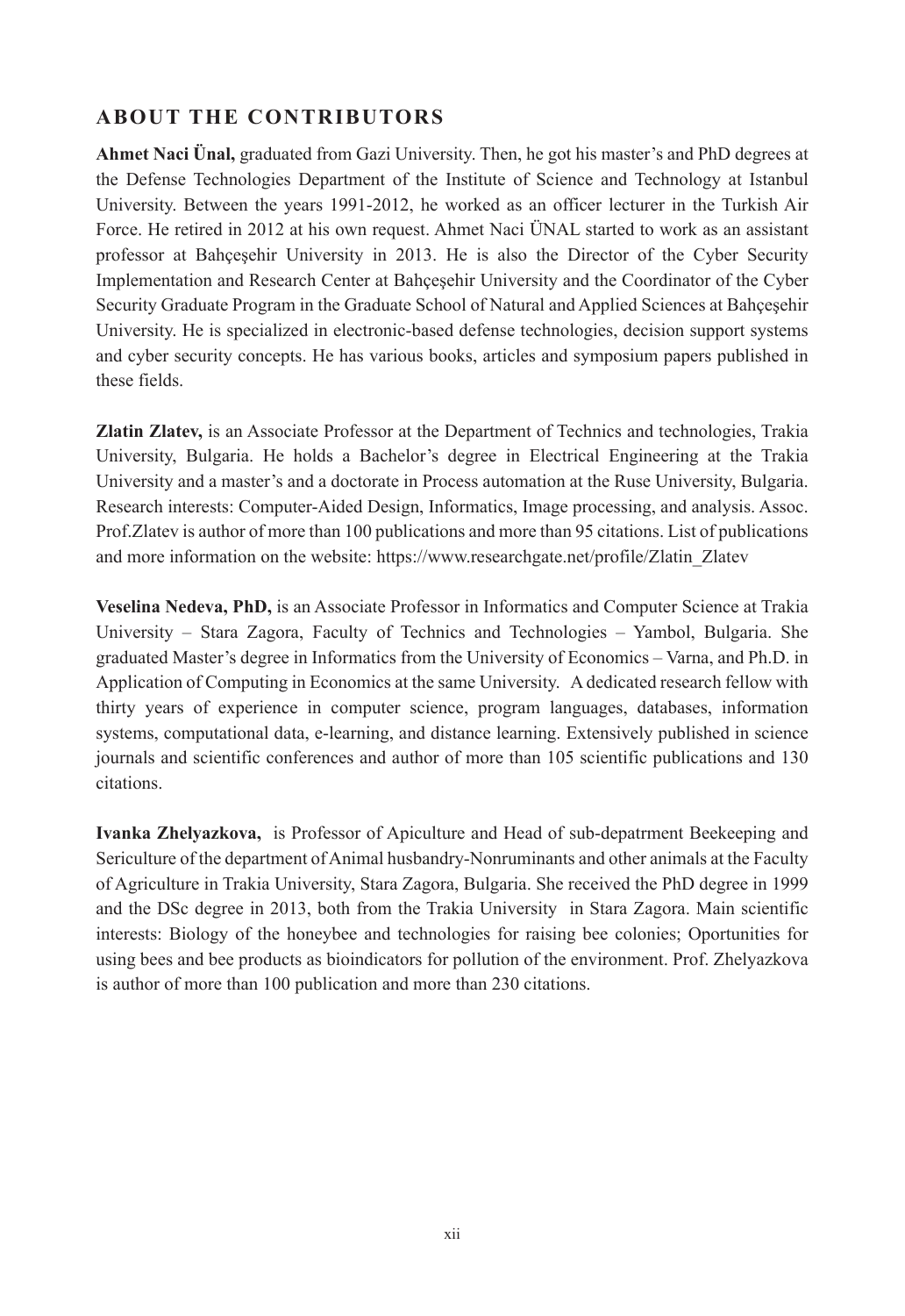## ABOUT THE CONTRIBUTORS

**Ahmet Naci Ünal,** graduated from Gazi University. Then, he got his master's and PhD degrees at the Defense Technologies Department of the Institute of Science and Technology at Istanbul University. Between the years 1991-2012, he worked as an officer lecturer in the Turkish Air Force. He retired in 2012 at his own request. Ahmet Naci ÜNAL started to work as an assistant professor at Bahçeşehir University in 2013. He is also the Director of the Cyber Security Implementation and Research Center at Bahçeşehir University and the Coordinator of the Cyber Security Graduate Program in the Graduate School of Natural and Applied Sciences at Bahçeşehir University. He is specialized in electronic-based defense technologies, decision support systems and cyber security concepts. He has various books, articles and symposium papers published in these fields.

**Zlatin Zlatev,** is an Associate Professor at the Department of Technics and technologies, Trakia University, Bulgaria. He holds a Bachelor's degree in Electrical Engineering at the Trakia University and a master's and a doctorate in Process automation at the Ruse University, Bulgaria. Research interests: Computer-Aided Design, Informatics, Image processing, and analysis. Assoc. Prof.Zlatev is author of more than 100 publications and more than 95 citations. List of publications and more information on the website: https://www.researchgate.net/profile/Zlatin_Zlatev

**Veselina Nedeva, PhD,** is an Associate Professor in Informatics and Computer Science at Trakia University – Stara Zagora, Faculty of Technics and Technologies – Yambol, Bulgaria. She graduated Master's degree in Informatics from the University of Economics – Varna, and Ph.D. in Application of Computing in Economics at the same University. A dedicated research fellow with thirty years of experience in computer science, program languages, databases, information systems, computational data, e-learning, and distance learning. Extensively published in science journals and scientific conferences and author of more than 105 scientific publications and 130 citations.

**Ivanka Zhelyazkova,** is Professor of Apiculture and Head of sub-depatrment Beekeeping and Sericulture of the department of Animal husbandry-Nonruminants and other animals at the Faculty of Agriculture in Trakia University, Stara Zagora, Bulgaria. She received the PhD degree in 1999 and the DSc degree in 2013, both from the Trakia University in Stara Zagora. Main scientific interests: Biology of the honeybee and technologies for raising bee colonies; Oportunities for using bees and bee products as bioindicators for pollution of the environment. Prof. Zhelyazkova is author of more than 100 publication and more than 230 citations.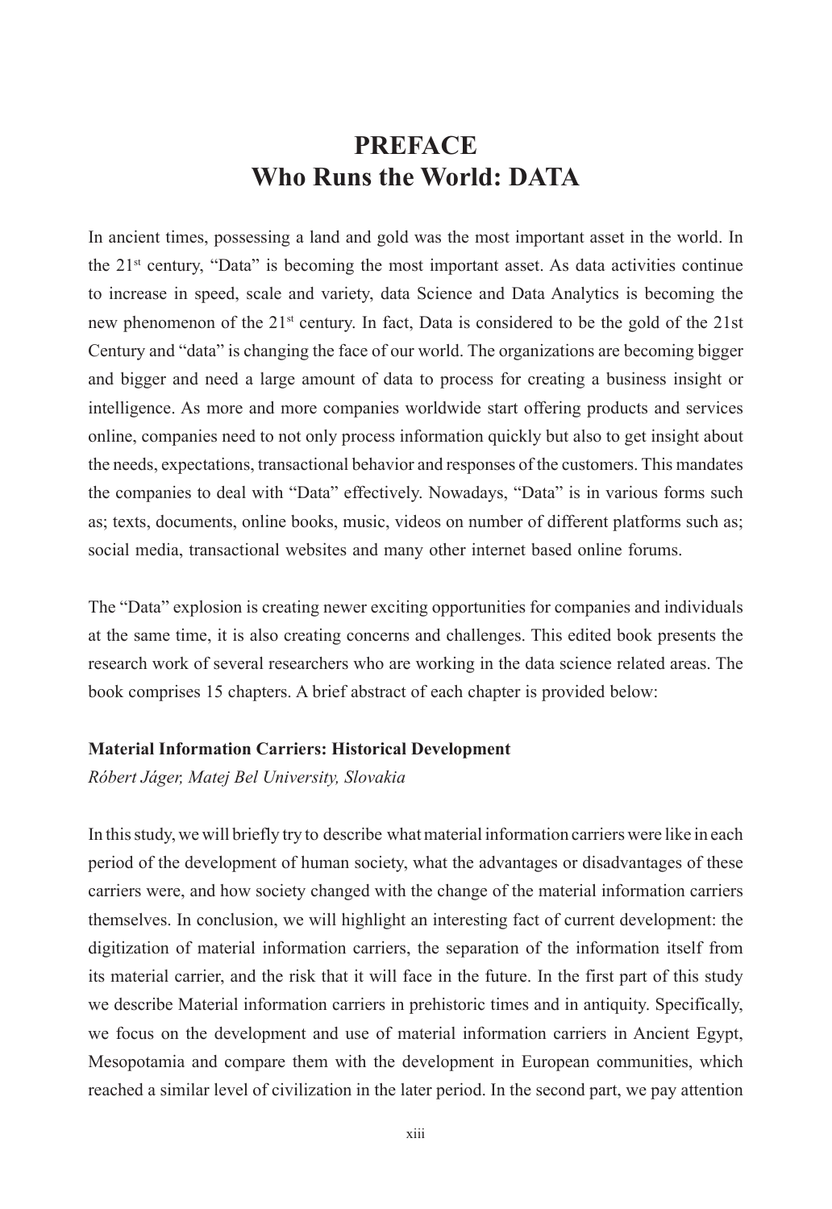# PREFACE
# Who Runs the World: DATA

In ancient times, possessing a land and gold was the most important asset in the world. In the $21^{st}$ century, "Data" is becoming the most important asset. As data activities continue to increase in speed, scale and variety, data Science and Data Analytics is becoming the new phenomenon of the $21^{st}$ century. In fact, Data is considered to be the gold of the 21st Century and "data" is changing the face of our world. The organizations are becoming bigger and bigger and need a large amount of data to process for creating a business insight or intelligence. As more and more companies worldwide start offering products and services online, companies need to not only process information quickly but also to get insight about the needs, expectations, transactional behavior and responses of the customers. This mandates the companies to deal with "Data" effectively. Nowadays, "Data" is in various forms such as; texts, documents, online books, music, videos on number of different platforms such as; social media, transactional websites and many other internet based online forums.

The "Data" explosion is creating newer exciting opportunities for companies and individuals at the same time, it is also creating concerns and challenges. This edited book presents the research work of several researchers who are working in the data science related areas. The book comprises 15 chapters. A brief abstract of each chapter is provided below:

**Material Information Carriers: Historical Development**
*Róbert Jáger, Matej Bel University, Slovakia*

In this study, we will briefly try to describe what material information carriers were like in each period of the development of human society, what the advantages or disadvantages of these carriers were, and how society changed with the change of the material information carriers themselves. In conclusion, we will highlight an interesting fact of current development: the digitization of material information carriers, the separation of the information itself from its material carrier, and the risk that it will face in the future. In the first part of this study we describe Material information carriers in prehistoric times and in antiquity. Specifically, we focus on the development and use of material information carriers in Ancient Egypt, Mesopotamia and compare them with the development in European communities, which reached a similar level of civilization in the later period. In the second part, we pay attention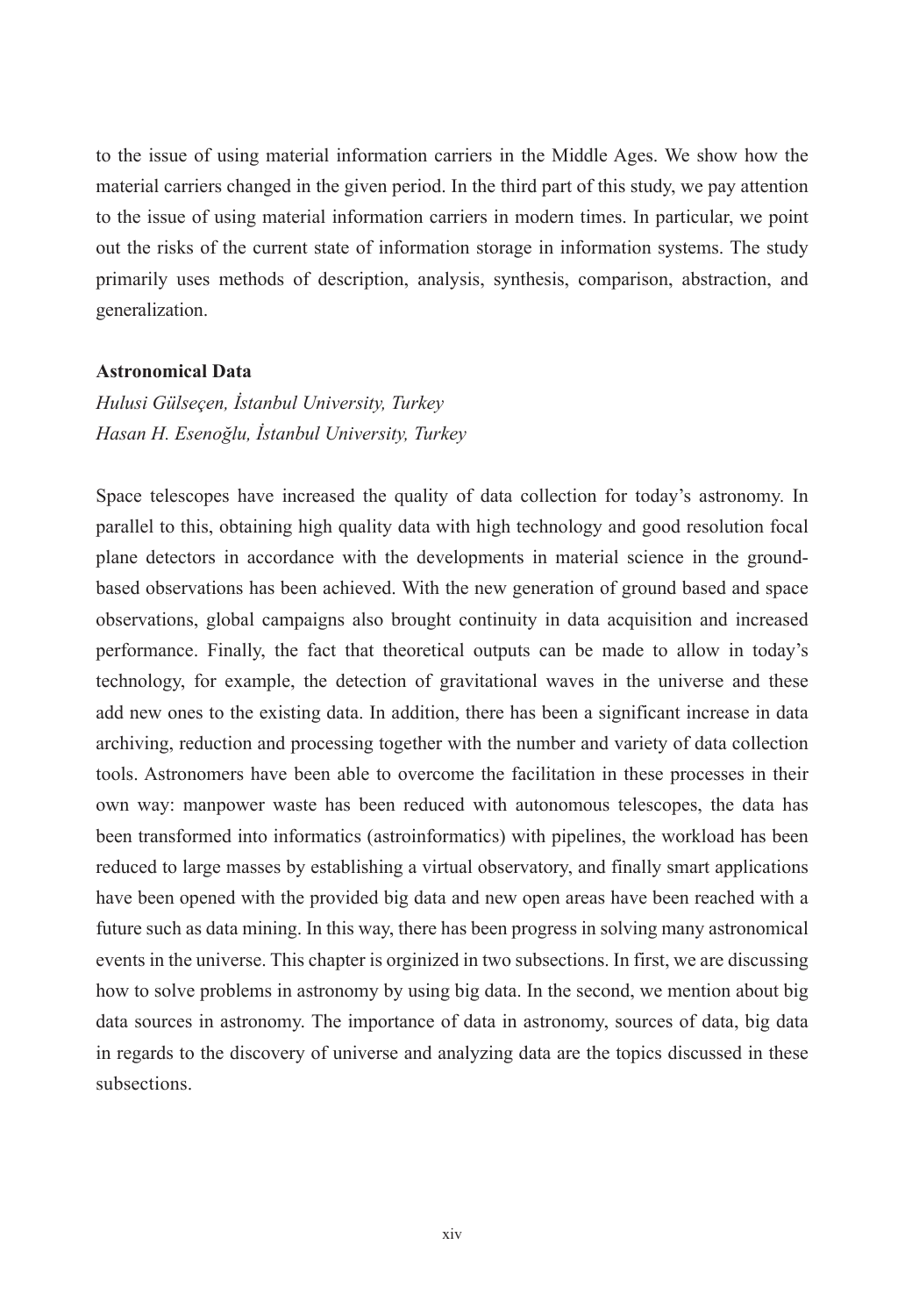to the issue of using material information carriers in the Middle Ages. We show how the material carriers changed in the given period. In the third part of this study, we pay attention to the issue of using material information carriers in modern times. In particular, we point out the risks of the current state of information storage in information systems. The study primarily uses methods of description, analysis, synthesis, comparison, abstraction, and generalization.

**Astronomical Data**

*Hulusi Gülseçen, İstanbul University, Turkey*
*Hasan H. Esenoğlu, İstanbul University, Turkey*

Space telescopes have increased the quality of data collection for today's astronomy. In parallel to this, obtaining high quality data with high technology and good resolution focal plane detectors in accordance with the developments in material science in the ground-based observations has been achieved. With the new generation of ground based and space observations, global campaigns also brought continuity in data acquisition and increased performance. Finally, the fact that theoretical outputs can be made to allow in today's technology, for example, the detection of gravitational waves in the universe and these add new ones to the existing data. In addition, there has been a significant increase in data archiving, reduction and processing together with the number and variety of data collection tools. Astronomers have been able to overcome the facilitation in these processes in their own way: manpower waste has been reduced with autonomous telescopes, the data has been transformed into informatics (astroinformatics) with pipelines, the workload has been reduced to large masses by establishing a virtual observatory, and finally smart applications have been opened with the provided big data and new open areas have been reached with a future such as data mining. In this way, there has been progress in solving many astronomical events in the universe. This chapter is orginized in two subsections. In first, we are discussing how to solve problems in astronomy by using big data. In the second, we mention about big data sources in astronomy. The importance of data in astronomy, sources of data, big data in regards to the discovery of universe and analyzing data are the topics discussed in these subsections.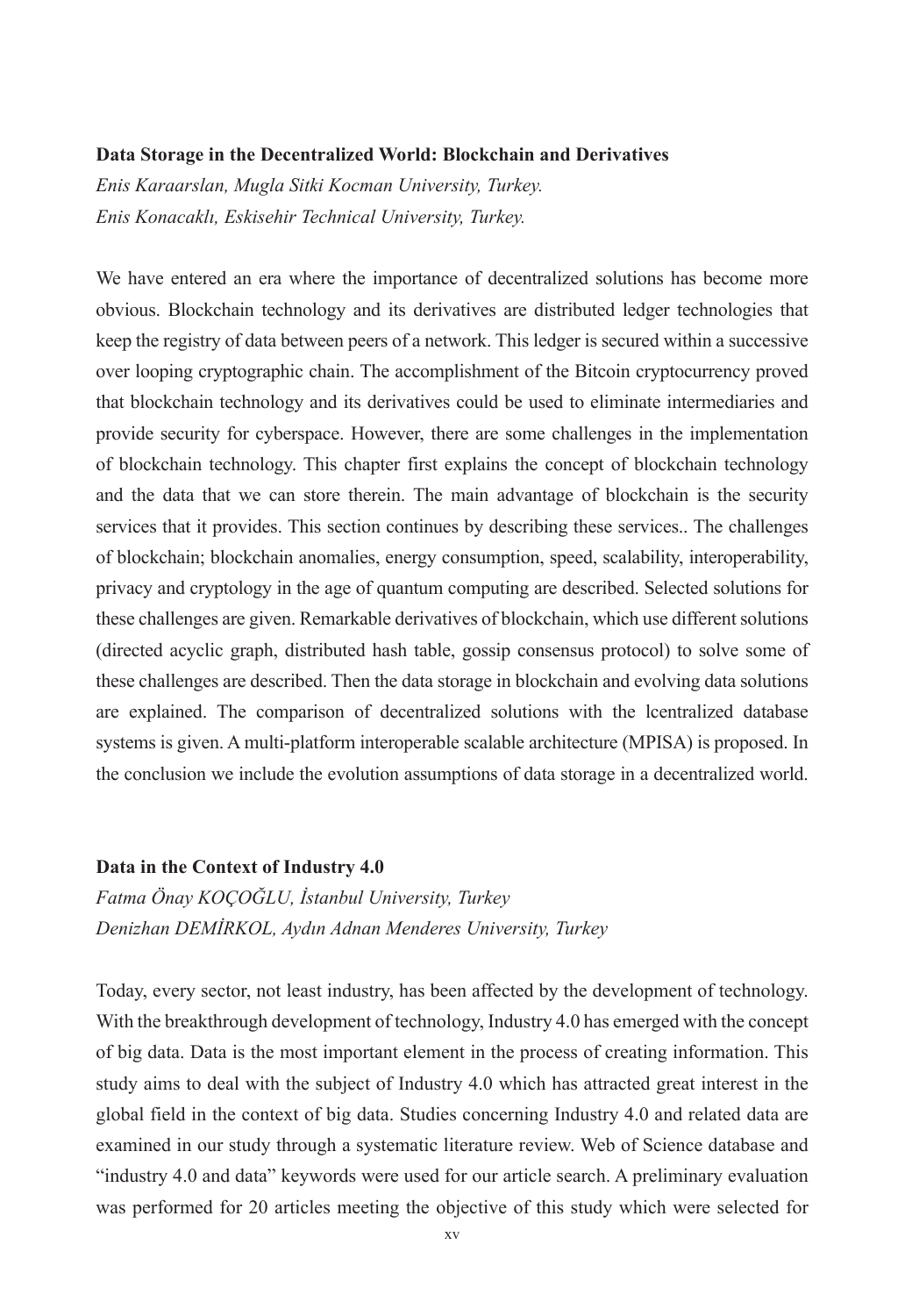**Data Storage in the Decentralized World: Blockchain and Derivatives**

*Enis Karaarslan, Mugla Sitki Kocman University, Turkey.*

*Enis Konacaklı, Eskisehir Technical University, Turkey.*

We have entered an era where the importance of decentralized solutions has become more obvious. Blockchain technology and its derivatives are distributed ledger technologies that keep the registry of data between peers of a network. This ledger is secured within a successive over looping cryptographic chain. The accomplishment of the Bitcoin cryptocurrency proved that blockchain technology and its derivatives could be used to eliminate intermediaries and provide security for cyberspace. However, there are some challenges in the implementation of blockchain technology. This chapter first explains the concept of blockchain technology and the data that we can store therein. The main advantage of blockchain is the security services that it provides. This section continues by describing these services.. The challenges of blockchain; blockchain anomalies, energy consumption, speed, scalability, interoperability, privacy and cryptology in the age of quantum computing are described. Selected solutions for these challenges are given. Remarkable derivatives of blockchain, which use different solutions (directed acyclic graph, distributed hash table, gossip consensus protocol) to solve some of these challenges are described. Then the data storage in blockchain and evolving data solutions are explained. The comparison of decentralized solutions with the lcentralized database systems is given. A multi-platform interoperable scalable architecture (MPISA) is proposed. In the conclusion we include the evolution assumptions of data storage in a decentralized world.

**Data in the Context of Industry 4.0**

*Fatma Önay KOÇOĞLU, İstanbul University, Turkey*

*Denizhan DEMİRKOL, Aydın Adnan Menderes University, Turkey*

Today, every sector, not least industry, has been affected by the development of technology. With the breakthrough development of technology, Industry 4.0 has emerged with the concept of big data. Data is the most important element in the process of creating information. This study aims to deal with the subject of Industry 4.0 which has attracted great interest in the global field in the context of big data. Studies concerning Industry 4.0 and related data are examined in our study through a systematic literature review. Web of Science database and "industry 4.0 and data" keywords were used for our article search. A preliminary evaluation was performed for 20 articles meeting the objective of this study which were selected for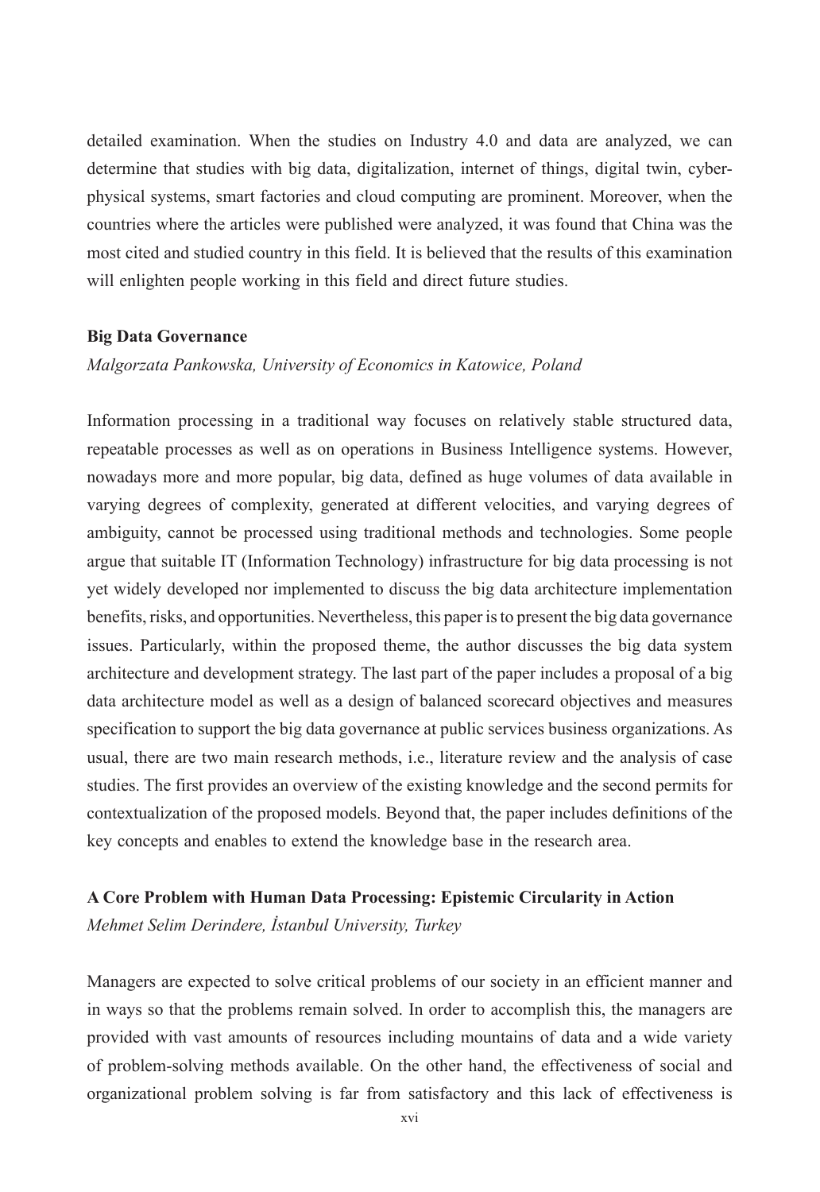detailed examination. When the studies on Industry 4.0 and data are analyzed, we can determine that studies with big data, digitalization, internet of things, digital twin, cyber-physical systems, smart factories and cloud computing are prominent. Moreover, when the countries where the articles were published were analyzed, it was found that China was the most cited and studied country in this field. It is believed that the results of this examination will enlighten people working in this field and direct future studies.

**Big Data Governance**

*Malgorzata Pankowska, University of Economics in Katowice, Poland*

Information processing in a traditional way focuses on relatively stable structured data, repeatable processes as well as on operations in Business Intelligence systems. However, nowadays more and more popular, big data, defined as huge volumes of data available in varying degrees of complexity, generated at different velocities, and varying degrees of ambiguity, cannot be processed using traditional methods and technologies. Some people argue that suitable IT (Information Technology) infrastructure for big data processing is not yet widely developed nor implemented to discuss the big data architecture implementation benefits, risks, and opportunities. Nevertheless, this paper is to present the big data governance issues. Particularly, within the proposed theme, the author discusses the big data system architecture and development strategy. The last part of the paper includes a proposal of a big data architecture model as well as a design of balanced scorecard objectives and measures specification to support the big data governance at public services business organizations. As usual, there are two main research methods, i.e., literature review and the analysis of case studies. The first provides an overview of the existing knowledge and the second permits for contextualization of the proposed models. Beyond that, the paper includes definitions of the key concepts and enables to extend the knowledge base in the research area.

**A Core Problem with Human Data Processing: Epistemic Circularity in Action**

*Mehmet Selim Derindere, İstanbul University, Turkey*

Managers are expected to solve critical problems of our society in an efficient manner and in ways so that the problems remain solved. In order to accomplish this, the managers are provided with vast amounts of resources including mountains of data and a wide variety of problem-solving methods available. On the other hand, the effectiveness of social and organizational problem solving is far from satisfactory and this lack of effectiveness is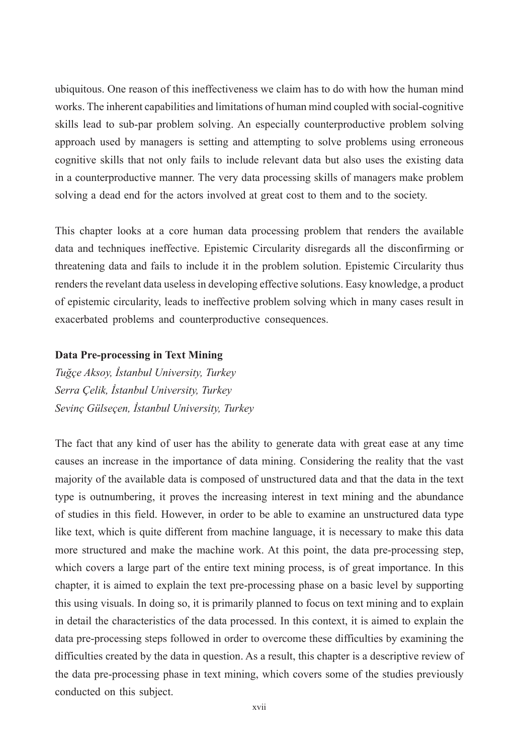ubiquitous. One reason of this ineffectiveness we claim has to do with how the human mind works. The inherent capabilities and limitations of human mind coupled with social-cognitive skills lead to sub-par problem solving. An especially counterproductive problem solving approach used by managers is setting and attempting to solve problems using erroneous cognitive skills that not only fails to include relevant data but also uses the existing data in a counterproductive manner. The very data processing skills of managers make problem solving a dead end for the actors involved at great cost to them and to the society.

This chapter looks at a core human data processing problem that renders the available data and techniques ineffective. Epistemic Circularity disregards all the disconfirming or threatening data and fails to include it in the problem solution. Epistemic Circularity thus renders the revelant data useless in developing effective solutions. Easy knowledge, a product of epistemic circularity, leads to ineffective problem solving which in many cases result in exacerbated problems and counterproductive consequences.

**Data Pre-processing in Text Mining**

*Tuğçe Aksoy, İstanbul University, Turkey*
*Serra Çelik, İstanbul University, Turkey*
*Sevinç Gülseçen, İstanbul University, Turkey*

The fact that any kind of user has the ability to generate data with great ease at any time causes an increase in the importance of data mining. Considering the reality that the vast majority of the available data is composed of unstructured data and that the data in the text type is outnumbering, it proves the increasing interest in text mining and the abundance of studies in this field. However, in order to be able to examine an unstructured data type like text, which is quite different from machine language, it is necessary to make this data more structured and make the machine work. At this point, the data pre-processing step, which covers a large part of the entire text mining process, is of great importance. In this chapter, it is aimed to explain the text pre-processing phase on a basic level by supporting this using visuals. In doing so, it is primarily planned to focus on text mining and to explain in detail the characteristics of the data processed. In this context, it is aimed to explain the data pre-processing steps followed in order to overcome these difficulties by examining the difficulties created by the data in question. As a result, this chapter is a descriptive review of the data pre-processing phase in text mining, which covers some of the studies previously conducted on this subject.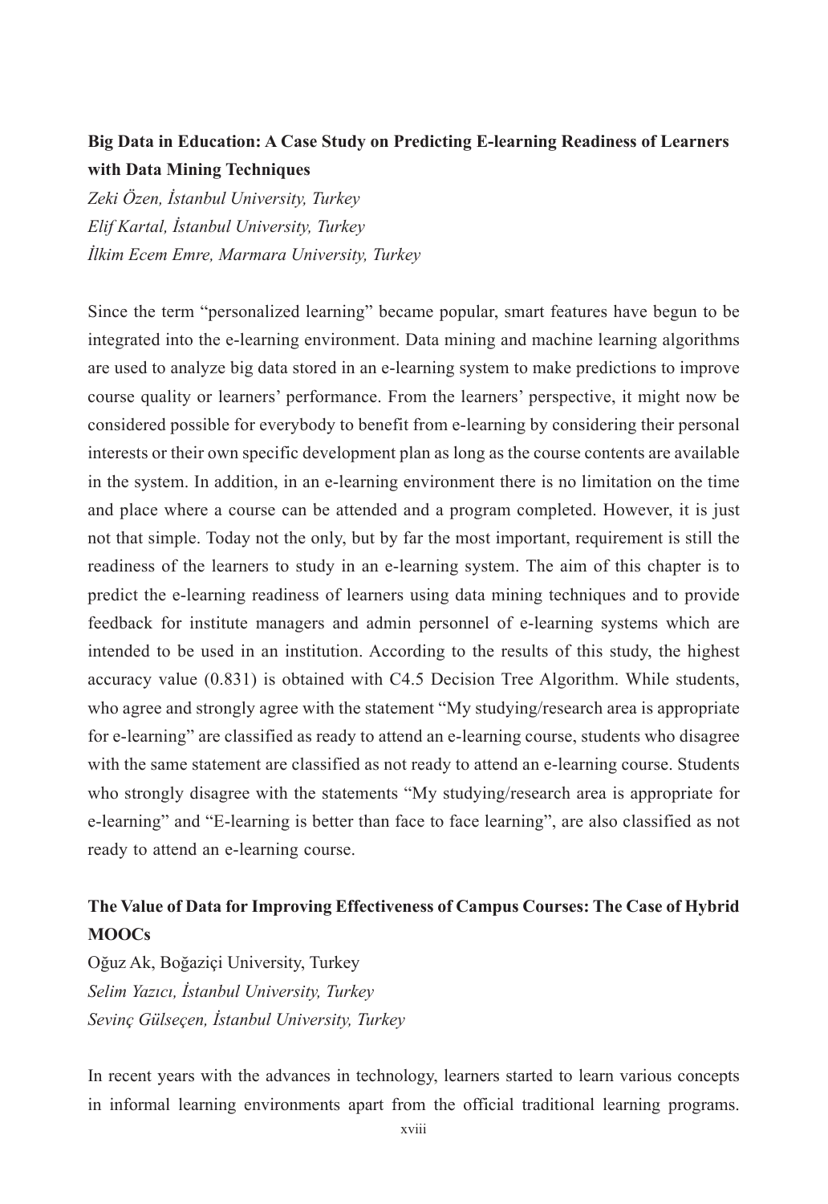**Big Data in Education: A Case Study on Predicting E-learning Readiness of Learners with Data Mining Techniques**

*Zeki Özen, İstanbul University, Turkey*
*Elif Kartal, İstanbul University, Turkey*
*İlkim Ecem Emre, Marmara University, Turkey*

Since the term "personalized learning" became popular, smart features have begun to be integrated into the e-learning environment. Data mining and machine learning algorithms are used to analyze big data stored in an e-learning system to make predictions to improve course quality or learners' performance. From the learners' perspective, it might now be considered possible for everybody to benefit from e-learning by considering their personal interests or their own specific development plan as long as the course contents are available in the system. In addition, in an e-learning environment there is no limitation on the time and place where a course can be attended and a program completed. However, it is just not that simple. Today not the only, but by far the most important, requirement is still the readiness of the learners to study in an e-learning system. The aim of this chapter is to predict the e-learning readiness of learners using data mining techniques and to provide feedback for institute managers and admin personnel of e-learning systems which are intended to be used in an institution. According to the results of this study, the highest accuracy value (0.831) is obtained with C4.5 Decision Tree Algorithm. While students, who agree and strongly agree with the statement "My studying/research area is appropriate for e-learning" are classified as ready to attend an e-learning course, students who disagree with the same statement are classified as not ready to attend an e-learning course. Students who strongly disagree with the statements "My studying/research area is appropriate for e-learning" and "E-learning is better than face to face learning", are also classified as not ready to attend an e-learning course.

**The Value of Data for Improving Effectiveness of Campus Courses: The Case of Hybrid MOOCs**

Oğuz Ak, Boğaziçi University, Turkey
*Selim Yazıcı, İstanbul University, Turkey*
*Sevinç Gülseçen, İstanbul University, Turkey*

In recent years with the advances in technology, learners started to learn various concepts in informal learning environments apart from the official traditional learning programs.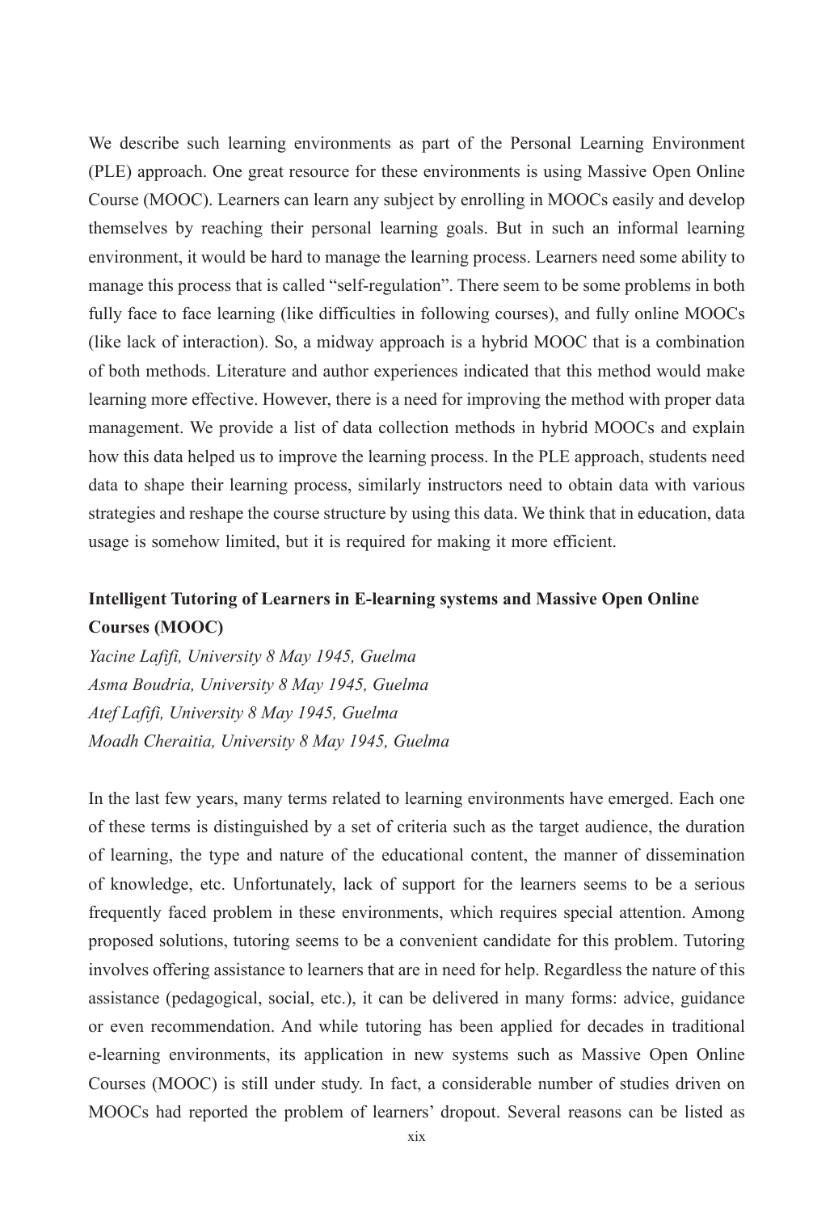We describe such learning environments as part of the Personal Learning Environment (PLE) approach. One great resource for these environments is using Massive Open Online Course (MOOC). Learners can learn any subject by enrolling in MOOCs easily and develop themselves by reaching their personal learning goals. But in such an informal learning environment, it would be hard to manage the learning process. Learners need some ability to manage this process that is called "self-regulation". There seem to be some problems in both fully face to face learning (like difficulties in following courses), and fully online MOOCs (like lack of interaction). So, a midway approach is a hybrid MOOC that is a combination of both methods. Literature and author experiences indicated that this method would make learning more effective. However, there is a need for improving the method with proper data management. We provide a list of data collection methods in hybrid MOOCs and explain how this data helped us to improve the learning process. In the PLE approach, students need data to shape their learning process, similarly instructors need to obtain data with various strategies and reshape the course structure by using this data. We think that in education, data usage is somehow limited, but it is required for making it more efficient.

**Intelligent Tutoring of Learners in E-learning systems and Massive Open Online Courses (MOOC)**

*Yacine Lafifi, University 8 May 1945, Guelma*
*Asma Boudria, University 8 May 1945, Guelma*
*Atef Lafifi, University 8 May 1945, Guelma*
*Moadh Cheraitia, University 8 May 1945, Guelma*

In the last few years, many terms related to learning environments have emerged. Each one of these terms is distinguished by a set of criteria such as the target audience, the duration of learning, the type and nature of the educational content, the manner of dissemination of knowledge, etc. Unfortunately, lack of support for the learners seems to be a serious frequently faced problem in these environments, which requires special attention. Among proposed solutions, tutoring seems to be a convenient candidate for this problem. Tutoring involves offering assistance to learners that are in need for help. Regardless the nature of this assistance (pedagogical, social, etc.), it can be delivered in many forms: advice, guidance or even recommendation. And while tutoring has been applied for decades in traditional e-learning environments, its application in new systems such as Massive Open Online Courses (MOOC) is still under study. In fact, a considerable number of studies driven on MOOCs had reported the problem of learners' dropout. Several reasons can be listed as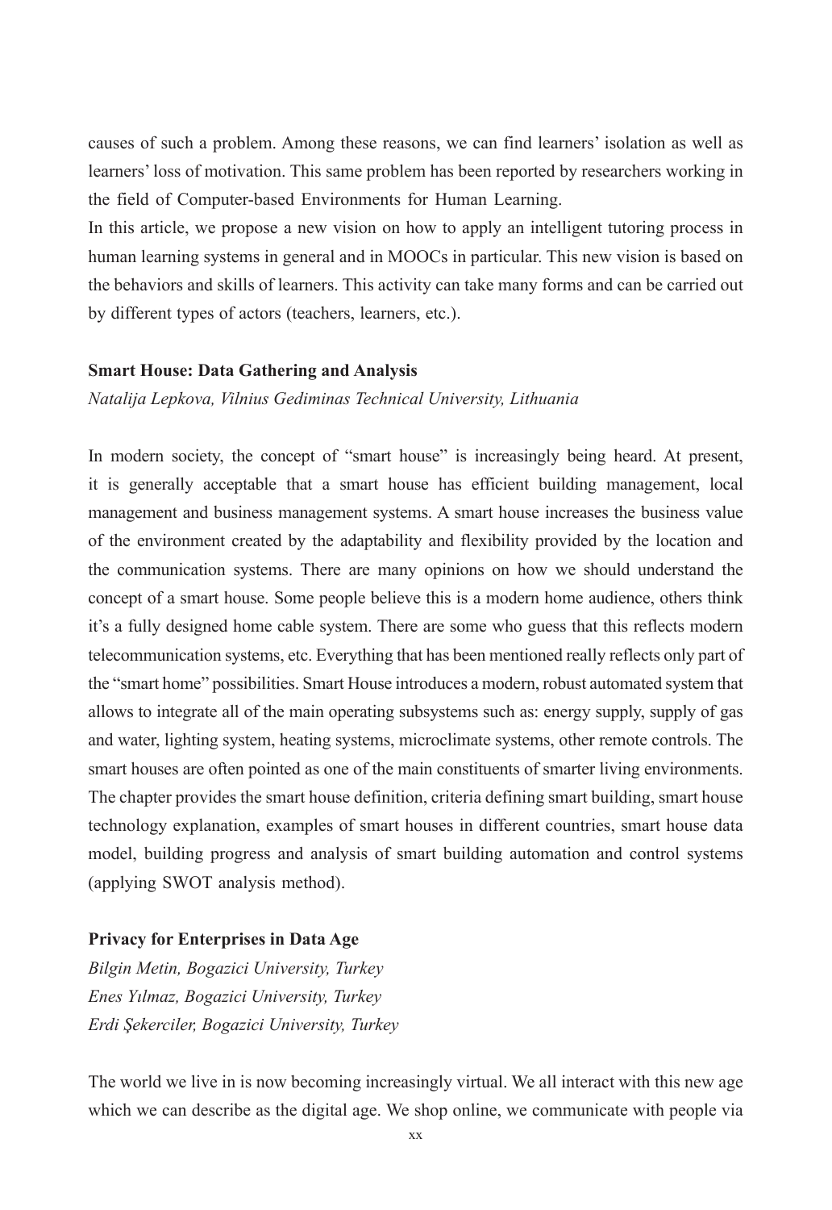causes of such a problem. Among these reasons, we can find learners' isolation as well as learners' loss of motivation. This same problem has been reported by researchers working in the field of Computer-based Environments for Human Learning.

In this article, we propose a new vision on how to apply an intelligent tutoring process in human learning systems in general and in MOOCs in particular. This new vision is based on the behaviors and skills of learners. This activity can take many forms and can be carried out by different types of actors (teachers, learners, etc.).

**Smart House: Data Gathering and Analysis**

*Natalija Lepkova, Vilnius Gediminas Technical University, Lithuania*

In modern society, the concept of "smart house" is increasingly being heard. At present, it is generally acceptable that a smart house has efficient building management, local management and business management systems. A smart house increases the business value of the environment created by the adaptability and flexibility provided by the location and the communication systems. There are many opinions on how we should understand the concept of a smart house. Some people believe this is a modern home audience, others think it's a fully designed home cable system. There are some who guess that this reflects modern telecommunication systems, etc. Everything that has been mentioned really reflects only part of the "smart home" possibilities. Smart House introduces a modern, robust automated system that allows to integrate all of the main operating subsystems such as: energy supply, supply of gas and water, lighting system, heating systems, microclimate systems, other remote controls. The smart houses are often pointed as one of the main constituents of smarter living environments. The chapter provides the smart house definition, criteria defining smart building, smart house technology explanation, examples of smart houses in different countries, smart house data model, building progress and analysis of smart building automation and control systems (applying SWOT analysis method).

**Privacy for Enterprises in Data Age**

*Bilgin Metin, Bogazici University, Turkey*
*Enes Yılmaz, Bogazici University, Turkey*
*Erdi Şekerciler, Bogazici University, Turkey*

The world we live in is now becoming increasingly virtual. We all interact with this new age which we can describe as the digital age. We shop online, we communicate with people via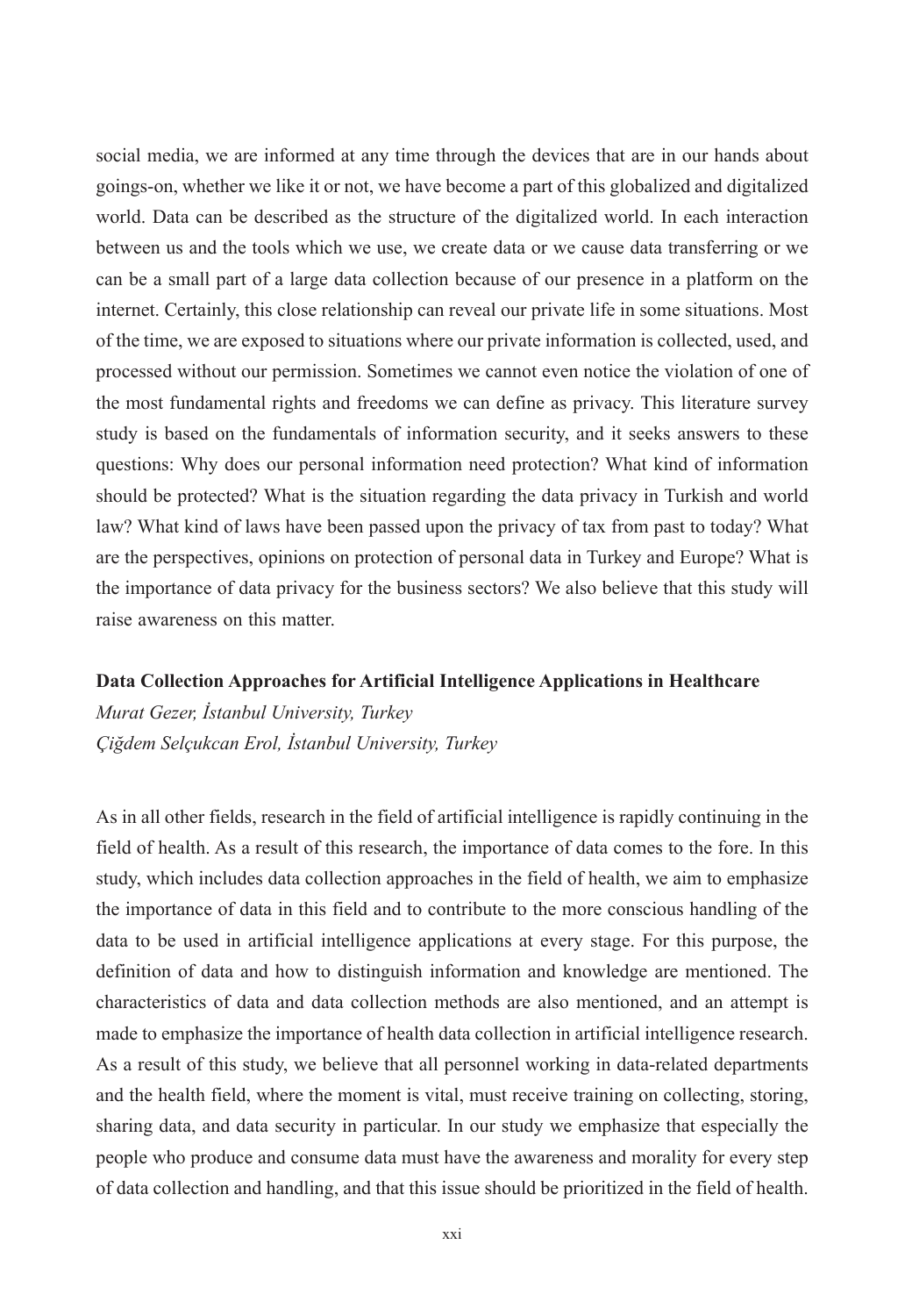social media, we are informed at any time through the devices that are in our hands about goings-on, whether we like it or not, we have become a part of this globalized and digitalized world. Data can be described as the structure of the digitalized world. In each interaction between us and the tools which we use, we create data or we cause data transferring or we can be a small part of a large data collection because of our presence in a platform on the internet. Certainly, this close relationship can reveal our private life in some situations. Most of the time, we are exposed to situations where our private information is collected, used, and processed without our permission. Sometimes we cannot even notice the violation of one of the most fundamental rights and freedoms we can define as privacy. This literature survey study is based on the fundamentals of information security, and it seeks answers to these questions: Why does our personal information need protection? What kind of information should be protected? What is the situation regarding the data privacy in Turkish and world law? What kind of laws have been passed upon the privacy of tax from past to today? What are the perspectives, opinions on protection of personal data in Turkey and Europe? What is the importance of data privacy for the business sectors? We also believe that this study will raise awareness on this matter.

**Data Collection Approaches for Artificial Intelligence Applications in Healthcare**

*Murat Gezer, İstanbul University, Turkey*

*Çiğdem Selçukcan Erol, İstanbul University, Turkey*

As in all other fields, research in the field of artificial intelligence is rapidly continuing in the field of health. As a result of this research, the importance of data comes to the fore. In this study, which includes data collection approaches in the field of health, we aim to emphasize the importance of data in this field and to contribute to the more conscious handling of the data to be used in artificial intelligence applications at every stage. For this purpose, the definition of data and how to distinguish information and knowledge are mentioned. The characteristics of data and data collection methods are also mentioned, and an attempt is made to emphasize the importance of health data collection in artificial intelligence research. As a result of this study, we believe that all personnel working in data-related departments and the health field, where the moment is vital, must receive training on collecting, storing, sharing data, and data security in particular. In our study we emphasize that especially the people who produce and consume data must have the awareness and morality for every step of data collection and handling, and that this issue should be prioritized in the field of health.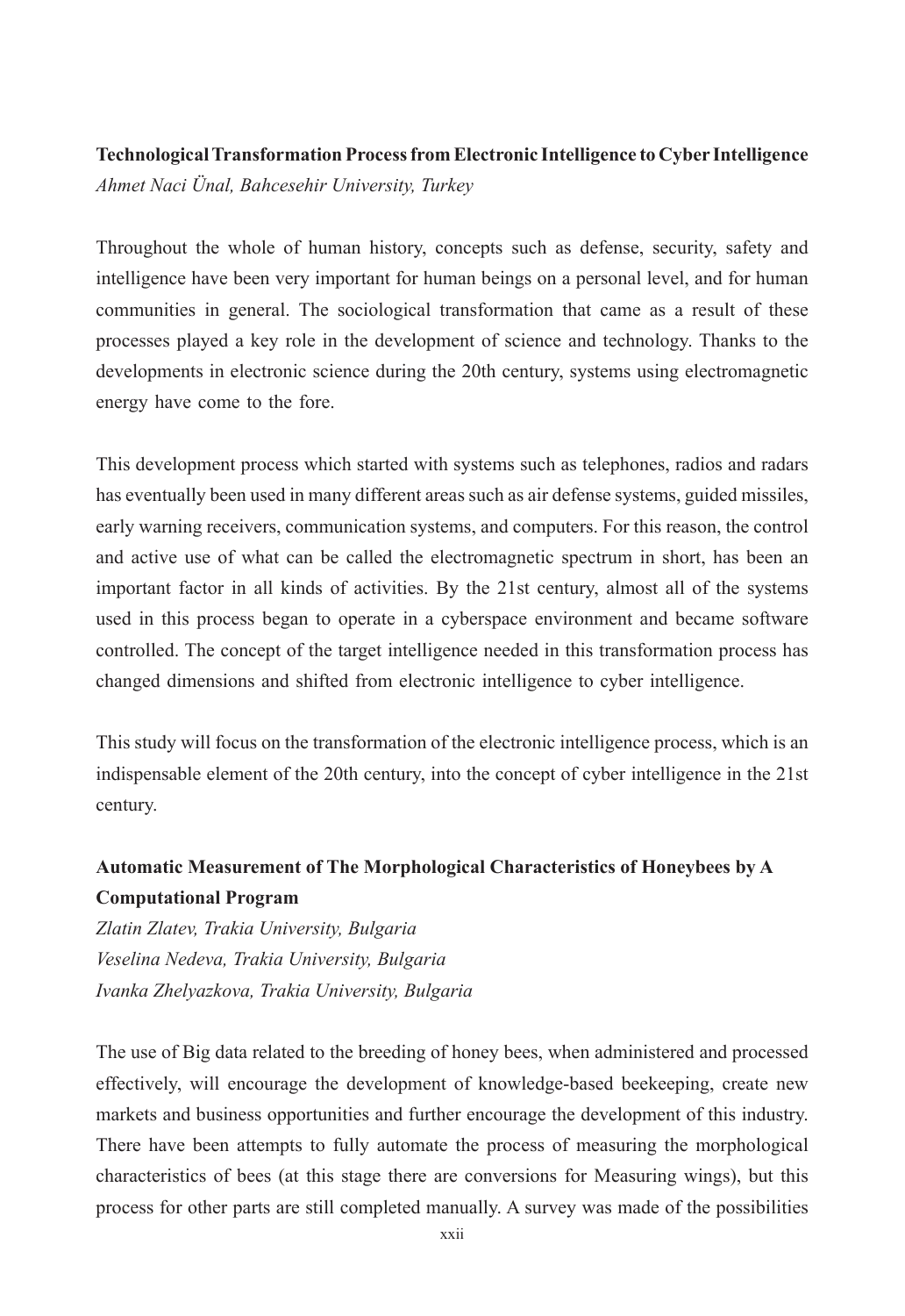**Technological Transformation Process from Electronic Intelligence to Cyber Intelligence**
*Ahmet Naci Ünal, Bahcesehir University, Turkey*

Throughout the whole of human history, concepts such as defense, security, safety and intelligence have been very important for human beings on a personal level, and for human communities in general. The sociological transformation that came as a result of these processes played a key role in the development of science and technology. Thanks to the developments in electronic science during the 20th century, systems using electromagnetic energy have come to the fore.

This development process which started with systems such as telephones, radios and radars has eventually been used in many different areas such as air defense systems, guided missiles, early warning receivers, communication systems, and computers. For this reason, the control and active use of what can be called the electromagnetic spectrum in short, has been an important factor in all kinds of activities. By the 21st century, almost all of the systems used in this process began to operate in a cyberspace environment and became software controlled. The concept of the target intelligence needed in this transformation process has changed dimensions and shifted from electronic intelligence to cyber intelligence.

This study will focus on the transformation of the electronic intelligence process, which is an indispensable element of the 20th century, into the concept of cyber intelligence in the 21st century.

**Automatic Measurement of The Morphological Characteristics of Honeybees by A Computational Program**
*Zlatin Zlatev, Trakia University, Bulgaria*
*Veselina Nedeva, Trakia University, Bulgaria*
*Ivanka Zhelyazkova, Trakia University, Bulgaria*

The use of Big data related to the breeding of honey bees, when administered and processed effectively, will encourage the development of knowledge-based beekeeping, create new markets and business opportunities and further encourage the development of this industry. There have been attempts to fully automate the process of measuring the morphological characteristics of bees (at this stage there are conversions for Measuring wings), but this process for other parts are still completed manually. A survey was made of the possibilities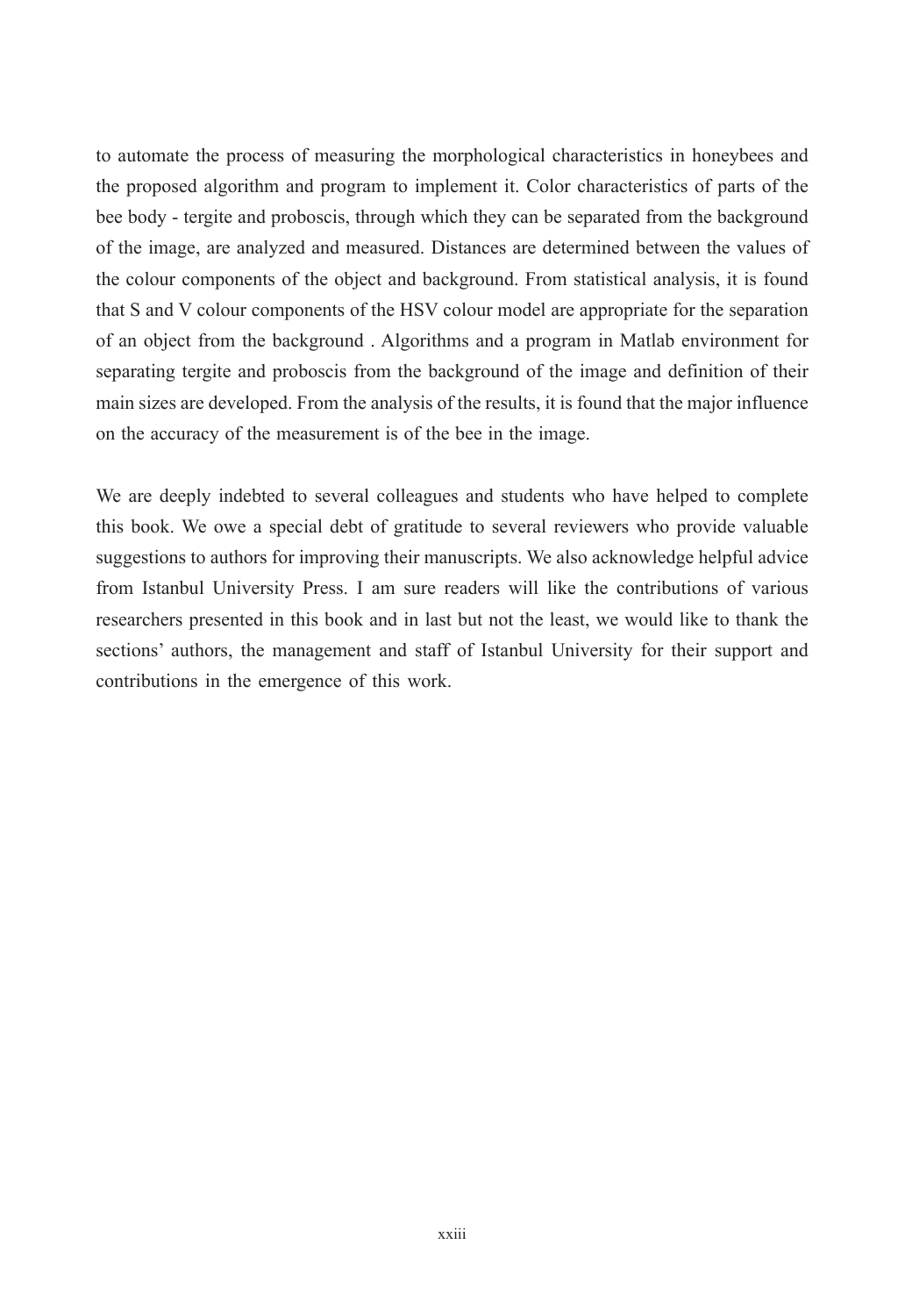to automate the process of measuring the morphological characteristics in honeybees and the proposed algorithm and program to implement it. Color characteristics of parts of the bee body - tergite and proboscis, through which they can be separated from the background of the image, are analyzed and measured. Distances are determined between the values of the colour components of the object and background. From statistical analysis, it is found that S and V colour components of the HSV colour model are appropriate for the separation of an object from the background . Algorithms and a program in Matlab environment for separating tergite and proboscis from the background of the image and definition of their main sizes are developed. From the analysis of the results, it is found that the major influence on the accuracy of the measurement is of the bee in the image.

We are deeply indebted to several colleagues and students who have helped to complete this book. We owe a special debt of gratitude to several reviewers who provide valuable suggestions to authors for improving their manuscripts. We also acknowledge helpful advice from Istanbul University Press. I am sure readers will like the contributions of various researchers presented in this book and in last but not the least, we would like to thank the sections' authors, the management and staff of Istanbul University for their support and contributions in the emergence of this work.